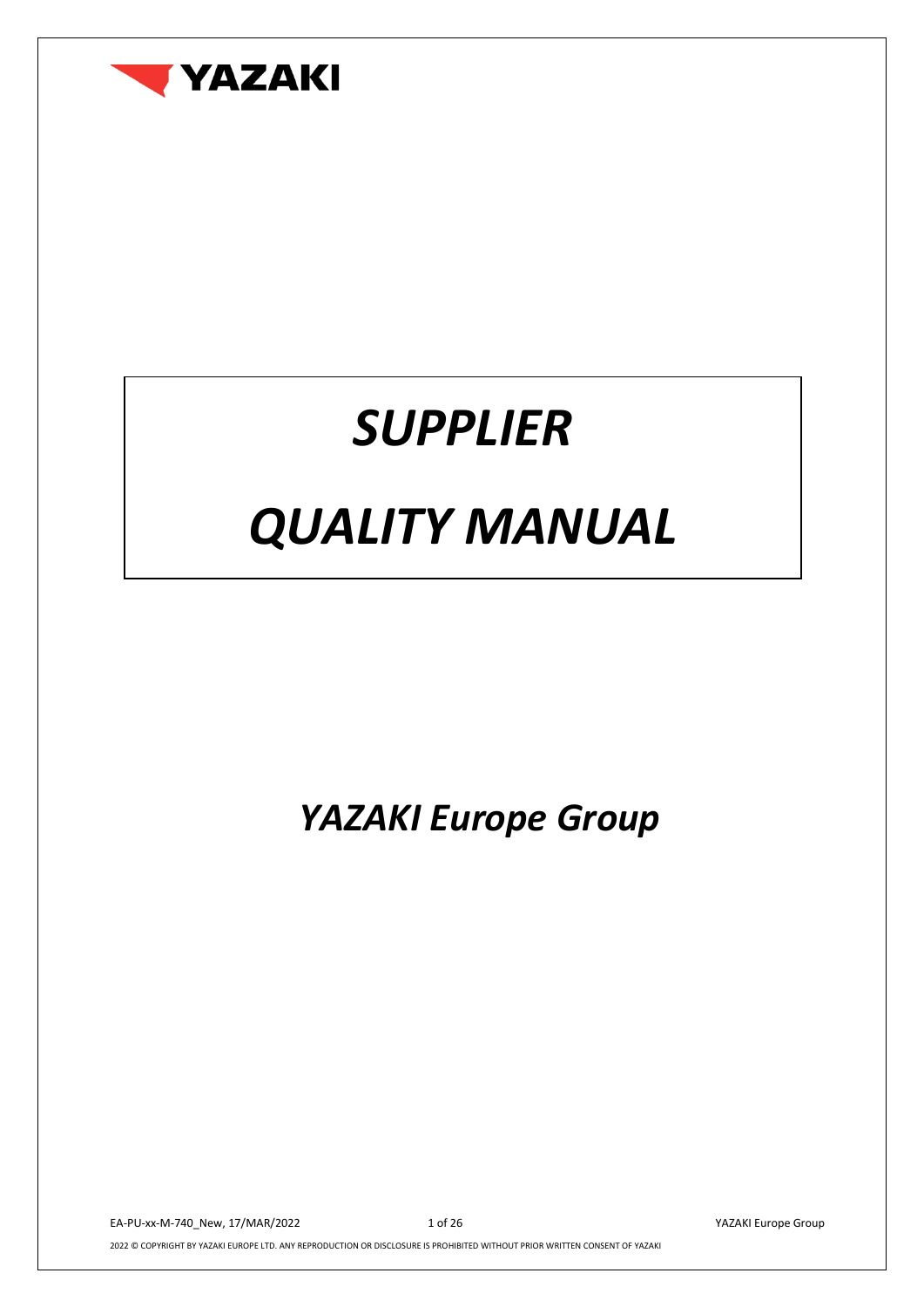YAZAKI

# *SUPPLIER*

# *QUALITY MANUAL*

## *YAZAKI Europe Group*

2022 © COPYRIGHT BY YAZAKI EUROPE LTD. ANY REPRODUCTION OR DISCLOSURE IS PROHIBITED WITHOUT PRIOR WRITTEN CONSENT OF YAZAKI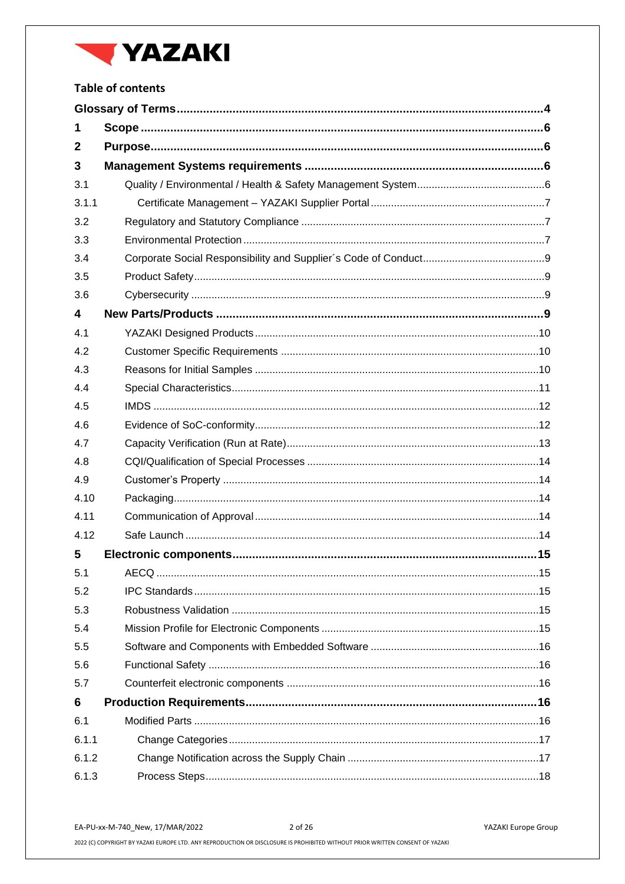**Table of contents**

| | | |
|---|---|---|
| **Glossary of Terms** | | **4** |
| **1** | **Scope** | **6** |
| **2** | **Purpose** | **6** |
| **3** | **Management Systems requirements** | **6** |
| 3.1 | Quality / Environmental / Health & Safety Management System | 6 |
| 3.1.1 | Certificate Management – YAZAKI Supplier Portal | 7 |
| 3.2 | Regulatory and Statutory Compliance | 7 |
| 3.3 | Environmental Protection | 7 |
| 3.4 | Corporate Social Responsibility and Supplier´s Code of Conduct | 9 |
| 3.5 | Product Safety | 9 |
| 3.6 | Cybersecurity | 9 |
| **4** | **New Parts/Products** | **9** |
| 4.1 | YAZAKI Designed Products | 10 |
| 4.2 | Customer Specific Requirements | 10 |
| 4.3 | Reasons for Initial Samples | 10 |
| 4.4 | Special Characteristics | 11 |
| 4.5 | IMDS | 12 |
| 4.6 | Evidence of SoC-conformity | 12 |
| 4.7 | Capacity Verification (Run at Rate) | 13 |
| 4.8 | CQI/Qualification of Special Processes | 14 |
| 4.9 | Customer's Property | 14 |
| 4.10 | Packaging | 14 |
| 4.11 | Communication of Approval | 14 |
| 4.12 | Safe Launch | 14 |
| **5** | **Electronic components** | **15** |
| 5.1 | AECQ | 15 |
| 5.2 | IPC Standards | 15 |
| 5.3 | Robustness Validation | 15 |
| 5.4 | Mission Profile for Electronic Components | 15 |
| 5.5 | Software and Components with Embedded Software | 16 |
| 5.6 | Functional Safety | 16 |
| 5.7 | Counterfeit electronic components | 16 |
| **6** | **Production Requirements** | **16** |
| 6.1 | Modified Parts | 16 |
| 6.1.1 | Change Categories | 17 |
| 6.1.2 | Change Notification across the Supply Chain | 17 |
| 6.1.3 | Process Steps | 18 |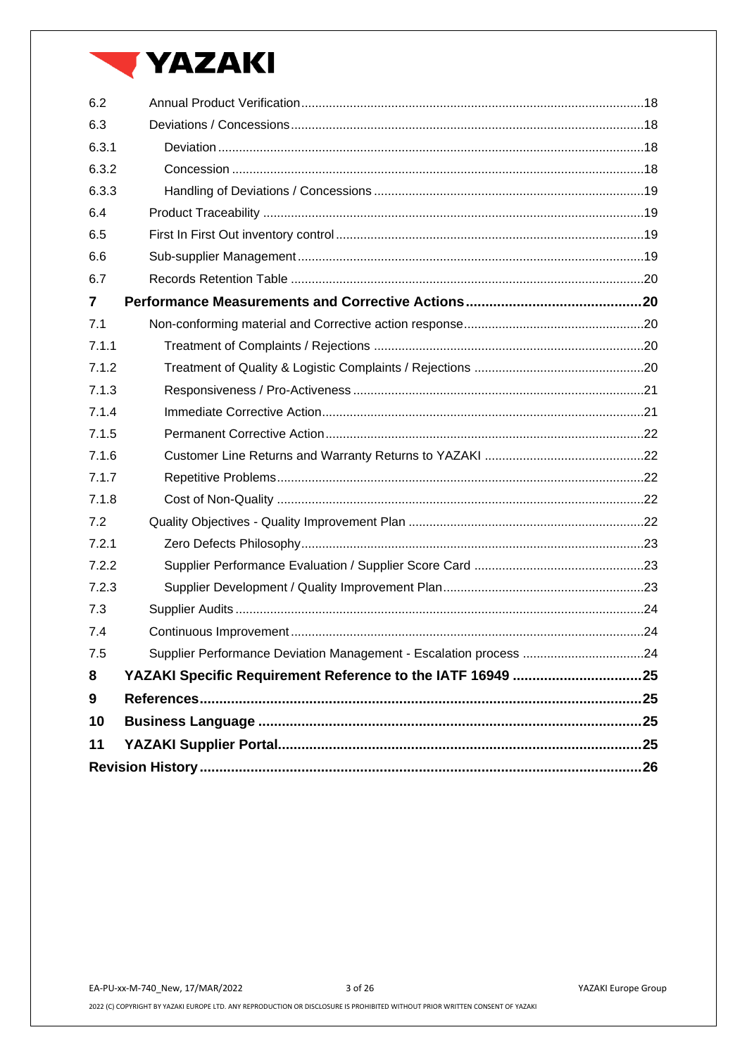| | | |
|---|---|---|
| 6.2 | Annual Product Verification | 18 |
| 6.3 | Deviations / Concessions | 18 |
| 6.3.1 | Deviation | 18 |
| 6.3.2 | Concession | 18 |
| 6.3.3 | Handling of Deviations / Concessions | 19 |
| 6.4 | Product Traceability | 19 |
| 6.5 | First In First Out inventory control | 19 |
| 6.6 | Sub-supplier Management | 19 |
| 6.7 | Records Retention Table | 20 |
| **7** | **Performance Measurements and Corrective Actions** | **20** |
| 7.1 | Non-conforming material and Corrective action response | 20 |
| 7.1.1 | Treatment of Complaints / Rejections | 20 |
| 7.1.2 | Treatment of Quality & Logistic Complaints / Rejections | 20 |
| 7.1.3 | Responsiveness / Pro-Activeness | 21 |
| 7.1.4 | Immediate Corrective Action | 21 |
| 7.1.5 | Permanent Corrective Action | 22 |
| 7.1.6 | Customer Line Returns and Warranty Returns to YAZAKI | 22 |
| 7.1.7 | Repetitive Problems | 22 |
| 7.1.8 | Cost of Non-Quality | 22 |
| 7.2 | Quality Objectives - Quality Improvement Plan | 22 |
| 7.2.1 | Zero Defects Philosophy | 23 |
| 7.2.2 | Supplier Performance Evaluation / Supplier Score Card | 23 |
| 7.2.3 | Supplier Development / Quality Improvement Plan | 23 |
| 7.3 | Supplier Audits | 24 |
| 7.4 | Continuous Improvement | 24 |
| 7.5 | Supplier Performance Deviation Management - Escalation process | 24 |
| **8** | **YAZAKI Specific Requirement Reference to the IATF 16949** | **25** |
| **9** | **References** | **25** |
| **10** | **Business Language** | **25** |
| **11** | **YAZAKI Supplier Portal** | **25** |
| **Revision History** | | **26** |

EA-PU-xx-M-740_New, 17/MAR/2022

2022 (C) COPYRIGHT BY YAZAKI EUROPE LTD. ANY REPRODUCTION OR DISCLOSURE IS PROHIBITED WITHOUT PRIOR WRITTEN CONSENT OF YAZAKI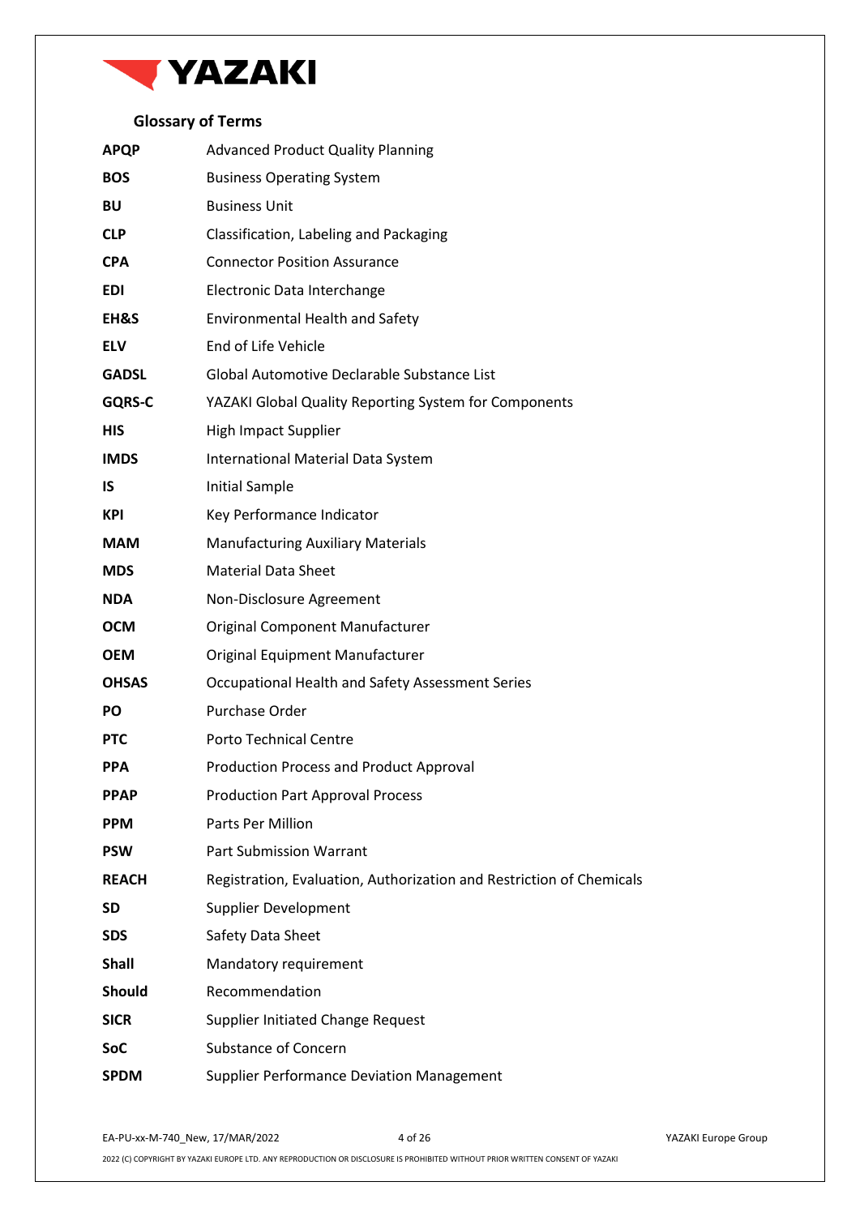## Glossary of Terms

| | |
|---|---|
| **APQP** | Advanced Product Quality Planning |
| **BOS** | Business Operating System |
| **BU** | Business Unit |
| **CLP** | Classification, Labeling and Packaging |
| **CPA** | Connector Position Assurance |
| **EDI** | Electronic Data Interchange |
| **EH&S** | Environmental Health and Safety |
| **ELV** | End of Life Vehicle |
| **GADSL** | Global Automotive Declarable Substance List |
| **GQRS-C** | YAZAKI Global Quality Reporting System for Components |
| **HIS** | High Impact Supplier |
| **IMDS** | International Material Data System |
| **IS** | Initial Sample |
| **KPI** | Key Performance Indicator |
| **MAM** | Manufacturing Auxiliary Materials |
| **MDS** | Material Data Sheet |
| **NDA** | Non-Disclosure Agreement |
| **OCM** | Original Component Manufacturer |
| **OEM** | Original Equipment Manufacturer |
| **OHSAS** | Occupational Health and Safety Assessment Series |
| **PO** | Purchase Order |
| **PTC** | Porto Technical Centre |
| **PPA** | Production Process and Product Approval |
| **PPAP** | Production Part Approval Process |
| **PPM** | Parts Per Million |
| **PSW** | Part Submission Warrant |
| **REACH** | Registration, Evaluation, Authorization and Restriction of Chemicals |
| **SD** | Supplier Development |
| **SDS** | Safety Data Sheet |
| **Shall** | Mandatory requirement |
| **Should** | Recommendation |
| **SICR** | Supplier Initiated Change Request |
| **SoC** | Substance of Concern |
| **SPDM** | Supplier Performance Deviation Management |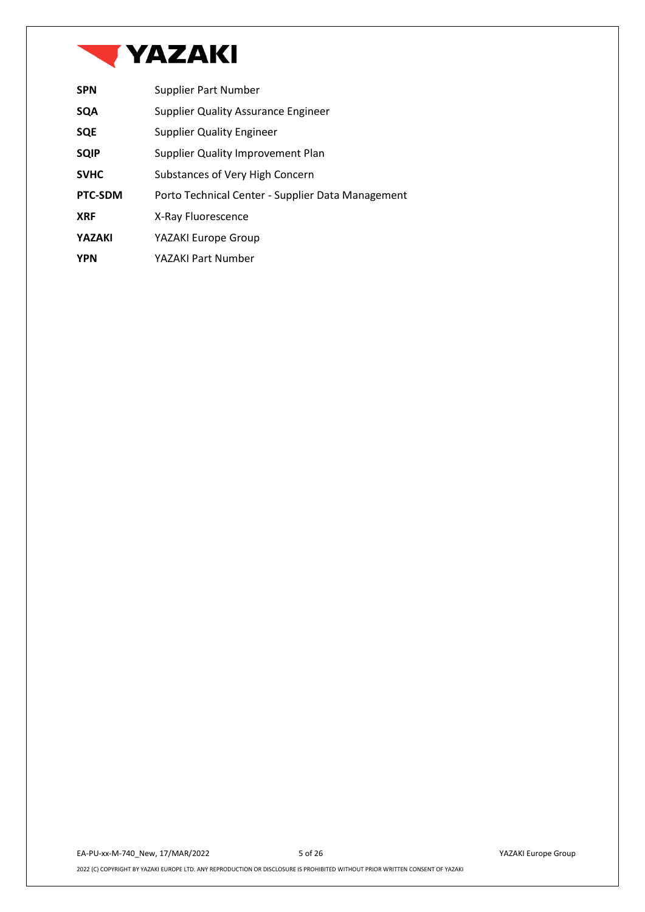| | |
|---|---|
| **SPN** | Supplier Part Number |
| **SQA** | Supplier Quality Assurance Engineer |
| **SQE** | Supplier Quality Engineer |
| **SQIP** | Supplier Quality Improvement Plan |
| **SVHC** | Substances of Very High Concern |
| **PTC-SDM** | Porto Technical Center - Supplier Data Management |
| **XRF** | X-Ray Fluorescence |
| **YAZAKI** | YAZAKI Europe Group |
| **YPN** | YAZAKI Part Number |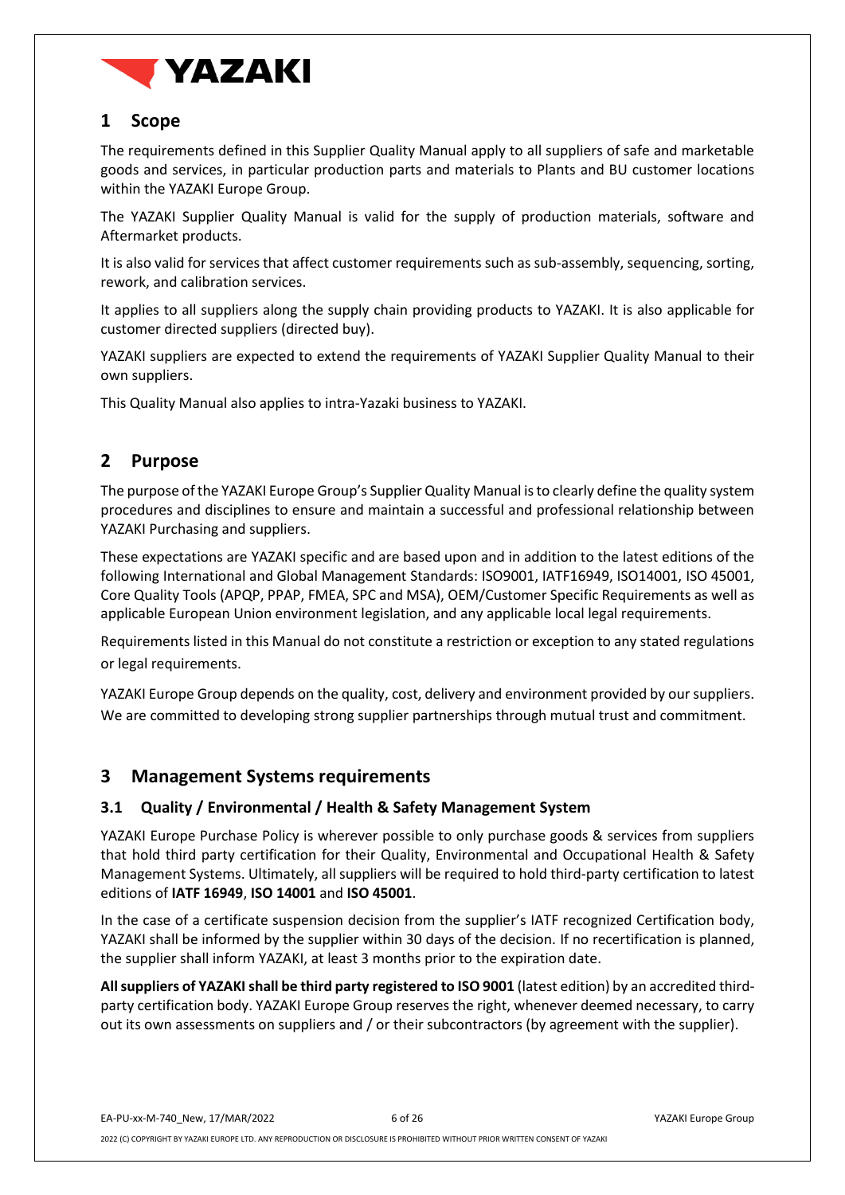## 1 Scope

The requirements defined in this Supplier Quality Manual apply to all suppliers of safe and marketable goods and services, in particular production parts and materials to Plants and BU customer locations within the YAZAKI Europe Group.

The YAZAKI Supplier Quality Manual is valid for the supply of production materials, software and Aftermarket products.

It is also valid for services that affect customer requirements such as sub-assembly, sequencing, sorting, rework, and calibration services.

It applies to all suppliers along the supply chain providing products to YAZAKI. It is also applicable for customer directed suppliers (directed buy).

YAZAKI suppliers are expected to extend the requirements of YAZAKI Supplier Quality Manual to their own suppliers.

This Quality Manual also applies to intra-Yazaki business to YAZAKI.

## 2 Purpose

The purpose of the YAZAKI Europe Group's Supplier Quality Manual is to clearly define the quality system procedures and disciplines to ensure and maintain a successful and professional relationship between YAZAKI Purchasing and suppliers.

These expectations are YAZAKI specific and are based upon and in addition to the latest editions of the following International and Global Management Standards: ISO9001, IATF16949, ISO14001, ISO 45001, Core Quality Tools (APQP, PPAP, FMEA, SPC and MSA), OEM/Customer Specific Requirements as well as applicable European Union environment legislation, and any applicable local legal requirements.

Requirements listed in this Manual do not constitute a restriction or exception to any stated regulations or legal requirements.

YAZAKI Europe Group depends on the quality, cost, delivery and environment provided by our suppliers. We are committed to developing strong supplier partnerships through mutual trust and commitment.

## 3 Management Systems requirements

### 3.1 Quality / Environmental / Health & Safety Management System

YAZAKI Europe Purchase Policy is wherever possible to only purchase goods & services from suppliers that hold third party certification for their Quality, Environmental and Occupational Health & Safety Management Systems. Ultimately, all suppliers will be required to hold third-party certification to latest editions of **IATF 16949**, **ISO 14001** and **ISO 45001**.

In the case of a certificate suspension decision from the supplier's IATF recognized Certification body, YAZAKI shall be informed by the supplier within 30 days of the decision. If no recertification is planned, the supplier shall inform YAZAKI, at least 3 months prior to the expiration date.

**All suppliers of YAZAKI shall be third party registered to ISO 9001** (latest edition) by an accredited third-party certification body. YAZAKI Europe Group reserves the right, whenever deemed necessary, to carry out its own assessments on suppliers and / or their subcontractors (by agreement with the supplier).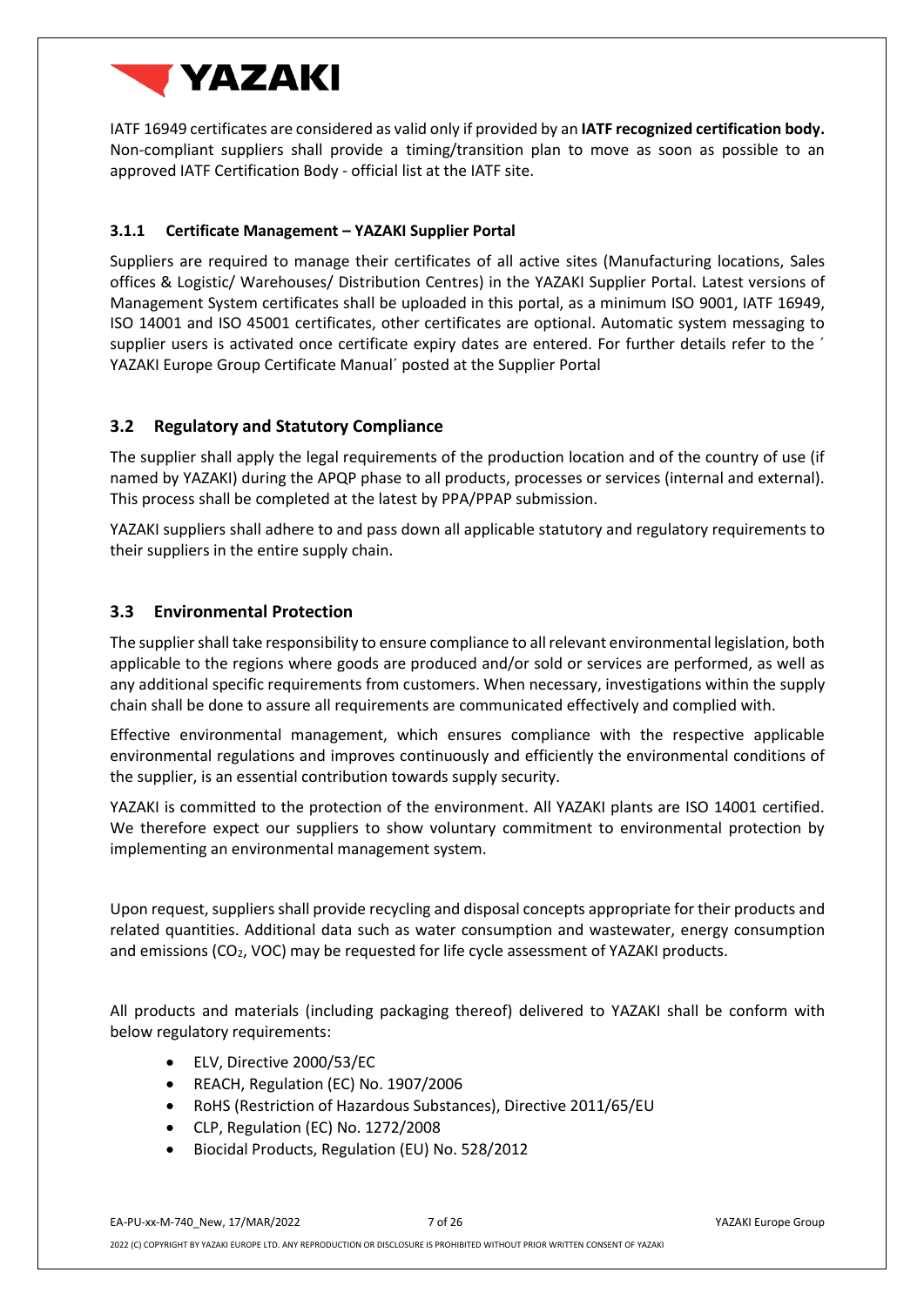IATF 16949 certificates are considered as valid only if provided by an **IATF recognized certification body.** Non-compliant suppliers shall provide a timing/transition plan to move as soon as possible to an approved IATF Certification Body - official list at the IATF site.

#### 3.1.1 Certificate Management – YAZAKI Supplier Portal

Suppliers are required to manage their certificates of all active sites (Manufacturing locations, Sales offices & Logistic/ Warehouses/ Distribution Centres) in the YAZAKI Supplier Portal. Latest versions of Management System certificates shall be uploaded in this portal, as a minimum ISO 9001, IATF 16949, ISO 14001 and ISO 45001 certificates, other certificates are optional. Automatic system messaging to supplier users is activated once certificate expiry dates are entered. For further details refer to the ´ YAZAKI Europe Group Certificate Manual´ posted at the Supplier Portal

### 3.2 Regulatory and Statutory Compliance

The supplier shall apply the legal requirements of the production location and of the country of use (if named by YAZAKI) during the APQP phase to all products, processes or services (internal and external). This process shall be completed at the latest by PPA/PPAP submission.

YAZAKI suppliers shall adhere to and pass down all applicable statutory and regulatory requirements to their suppliers in the entire supply chain.

### 3.3 Environmental Protection

The supplier shall take responsibility to ensure compliance to all relevant environmental legislation, both applicable to the regions where goods are produced and/or sold or services are performed, as well as any additional specific requirements from customers. When necessary, investigations within the supply chain shall be done to assure all requirements are communicated effectively and complied with.

Effective environmental management, which ensures compliance with the respective applicable environmental regulations and improves continuously and efficiently the environmental conditions of the supplier, is an essential contribution towards supply security.

YAZAKI is committed to the protection of the environment. All YAZAKI plants are ISO 14001 certified. We therefore expect our suppliers to show voluntary commitment to environmental protection by implementing an environmental management system.

Upon request, suppliers shall provide recycling and disposal concepts appropriate for their products and related quantities. Additional data such as water consumption and wastewater, energy consumption and emissions ($CO_2$, VOC) may be requested for life cycle assessment of YAZAKI products.

All products and materials (including packaging thereof) delivered to YAZAKI shall be conform with below regulatory requirements:

- ELV, Directive 2000/53/EC
- REACH, Regulation (EC) No. 1907/2006
- RoHS (Restriction of Hazardous Substances), Directive 2011/65/EU
- CLP, Regulation (EC) No. 1272/2008
- Biocidal Products, Regulation (EU) No. 528/2012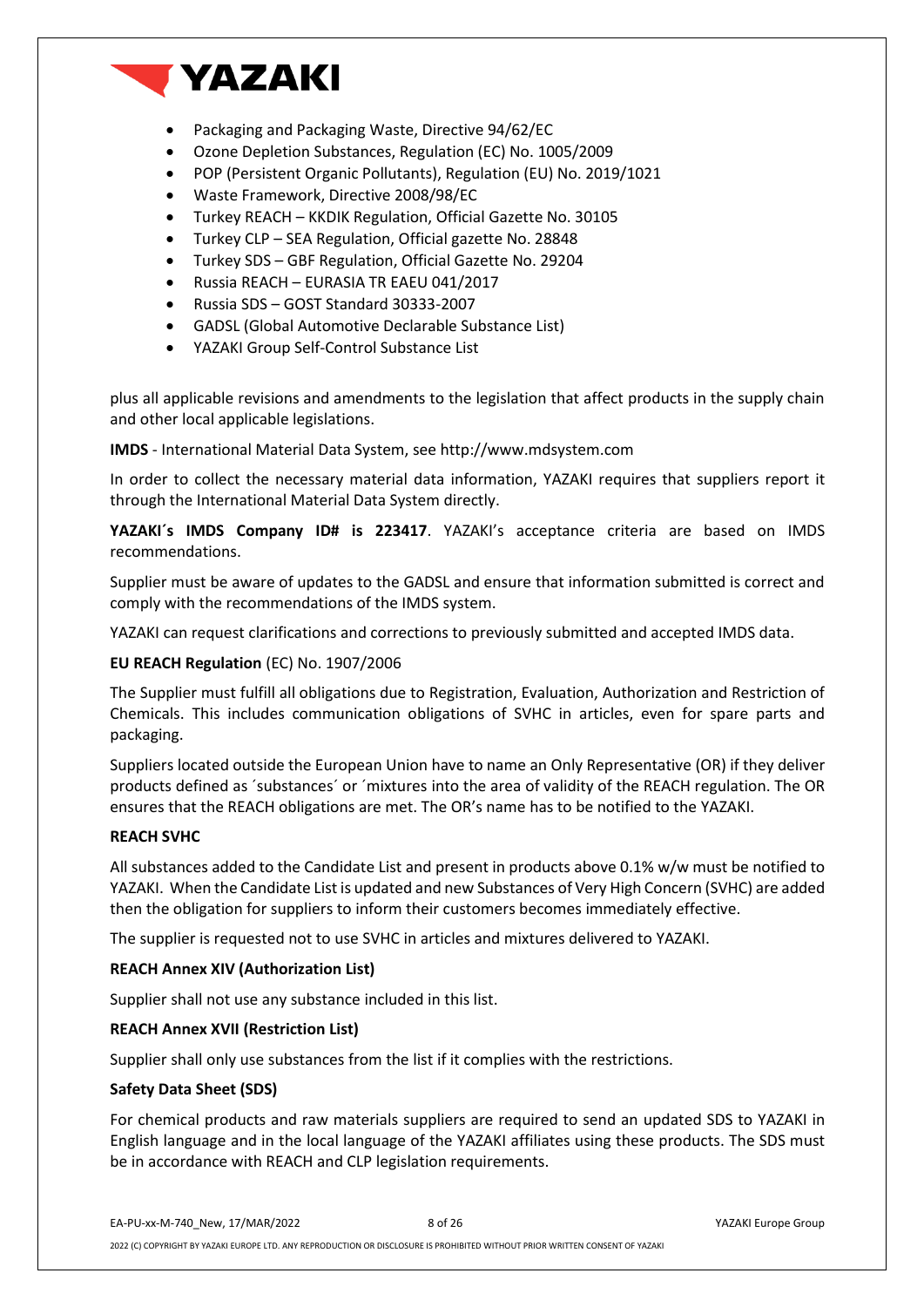- Packaging and Packaging Waste, Directive 94/62/EC
- Ozone Depletion Substances, Regulation (EC) No. 1005/2009
- POP (Persistent Organic Pollutants), Regulation (EU) No. 2019/1021
- Waste Framework, Directive 2008/98/EC
- Turkey REACH – KKDIK Regulation, Official Gazette No. 30105
- Turkey CLP – SEA Regulation, Official gazette No. 28848
- Turkey SDS – GBF Regulation, Official Gazette No. 29204
- Russia REACH – EURASIA TR EAEU 041/2017
- Russia SDS – GOST Standard 30333-2007
- GADSL (Global Automotive Declarable Substance List)
- YAZAKI Group Self-Control Substance List

plus all applicable revisions and amendments to the legislation that affect products in the supply chain and other local applicable legislations.

**IMDS** - International Material Data System, see http://www.mdsystem.com

In order to collect the necessary material data information, YAZAKI requires that suppliers report it through the International Material Data System directly.

**YAZAKI´s IMDS Company ID# is 223417**. YAZAKI's acceptance criteria are based on IMDS recommendations.

Supplier must be aware of updates to the GADSL and ensure that information submitted is correct and comply with the recommendations of the IMDS system.

YAZAKI can request clarifications and corrections to previously submitted and accepted IMDS data.

**EU REACH Regulation** (EC) No. 1907/2006

The Supplier must fulfill all obligations due to Registration, Evaluation, Authorization and Restriction of Chemicals. This includes communication obligations of SVHC in articles, even for spare parts and packaging.

Suppliers located outside the European Union have to name an Only Representative (OR) if they deliver products defined as ´substances´ or ´mixtures into the area of validity of the REACH regulation. The OR ensures that the REACH obligations are met. The OR's name has to be notified to the YAZAKI.

**REACH SVHC**

All substances added to the Candidate List and present in products above 0.1% w/w must be notified to YAZAKI. When the Candidate List is updated and new Substances of Very High Concern (SVHC) are added then the obligation for suppliers to inform their customers becomes immediately effective.

The supplier is requested not to use SVHC in articles and mixtures delivered to YAZAKI.

**REACH Annex XIV (Authorization List)**

Supplier shall not use any substance included in this list.

**REACH Annex XVII (Restriction List)**

Supplier shall only use substances from the list if it complies with the restrictions.

**Safety Data Sheet (SDS)**

For chemical products and raw materials suppliers are required to send an updated SDS to YAZAKI in English language and in the local language of the YAZAKI affiliates using these products. The SDS must be in accordance with REACH and CLP legislation requirements.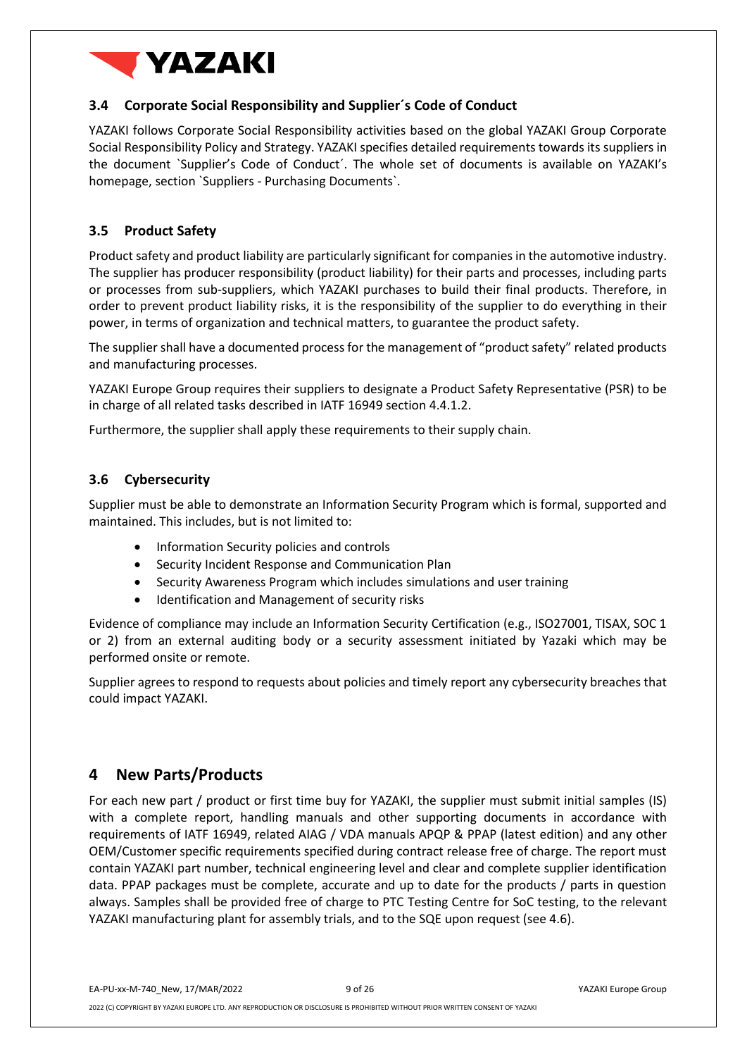### 3.4 Corporate Social Responsibility and Supplier´s Code of Conduct

YAZAKI follows Corporate Social Responsibility activities based on the global YAZAKI Group Corporate Social Responsibility Policy and Strategy. YAZAKI specifies detailed requirements towards its suppliers in the document `Supplier's Code of Conduct´. The whole set of documents is available on YAZAKI's homepage, section `Suppliers - Purchasing Documents`.

### 3.5 Product Safety

Product safety and product liability are particularly significant for companies in the automotive industry. The supplier has producer responsibility (product liability) for their parts and processes, including parts or processes from sub-suppliers, which YAZAKI purchases to build their final products. Therefore, in order to prevent product liability risks, it is the responsibility of the supplier to do everything in their power, in terms of organization and technical matters, to guarantee the product safety.

The supplier shall have a documented process for the management of "product safety" related products and manufacturing processes.

YAZAKI Europe Group requires their suppliers to designate a Product Safety Representative (PSR) to be in charge of all related tasks described in IATF 16949 section 4.4.1.2.

Furthermore, the supplier shall apply these requirements to their supply chain.

### 3.6 Cybersecurity

Supplier must be able to demonstrate an Information Security Program which is formal, supported and maintained. This includes, but is not limited to:

- Information Security policies and controls
- Security Incident Response and Communication Plan
- Security Awareness Program which includes simulations and user training
- Identification and Management of security risks

Evidence of compliance may include an Information Security Certification (e.g., ISO27001, TISAX, SOC 1 or 2) from an external auditing body or a security assessment initiated by Yazaki which may be performed onsite or remote.

Supplier agrees to respond to requests about policies and timely report any cybersecurity breaches that could impact YAZAKI.

## 4 New Parts/Products

For each new part / product or first time buy for YAZAKI, the supplier must submit initial samples (IS) with a complete report, handling manuals and other supporting documents in accordance with requirements of IATF 16949, related AIAG / VDA manuals APQP & PPAP (latest edition) and any other OEM/Customer specific requirements specified during contract release free of charge. The report must contain YAZAKI part number, technical engineering level and clear and complete supplier identification data. PPAP packages must be complete, accurate and up to date for the products / parts in question always. Samples shall be provided free of charge to PTC Testing Centre for SoC testing, to the relevant YAZAKI manufacturing plant for assembly trials, and to the SQE upon request (see 4.6).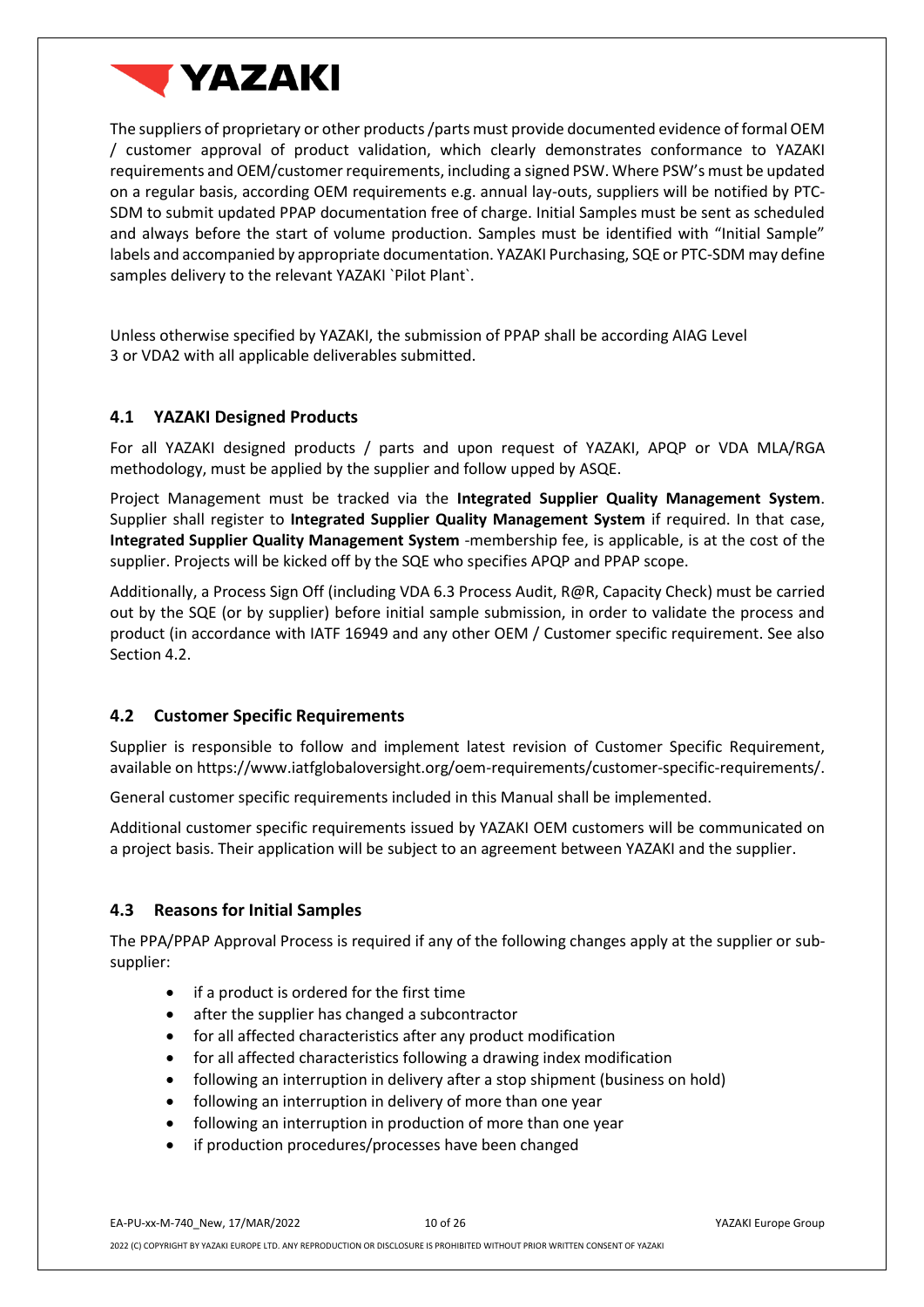The suppliers of proprietary or other products /parts must provide documented evidence of formal OEM / customer approval of product validation, which clearly demonstrates conformance to YAZAKI requirements and OEM/customer requirements, including a signed PSW. Where PSW's must be updated on a regular basis, according OEM requirements e.g. annual lay-outs, suppliers will be notified by PTC-SDM to submit updated PPAP documentation free of charge. Initial Samples must be sent as scheduled and always before the start of volume production. Samples must be identified with "Initial Sample" labels and accompanied by appropriate documentation. YAZAKI Purchasing, SQE or PTC-SDM may define samples delivery to the relevant YAZAKI `Pilot Plant`.

Unless otherwise specified by YAZAKI, the submission of PPAP shall be according AIAG Level 3 or VDA2 with all applicable deliverables submitted.

## 4.1 YAZAKI Designed Products

For all YAZAKI designed products / parts and upon request of YAZAKI, APQP or VDA MLA/RGA methodology, must be applied by the supplier and follow upped by ASQE.

Project Management must be tracked via the **Integrated Supplier Quality Management System**. Supplier shall register to **Integrated Supplier Quality Management System** if required. In that case, **Integrated Supplier Quality Management System** -membership fee, is applicable, is at the cost of the supplier. Projects will be kicked off by the SQE who specifies APQP and PPAP scope.

Additionally, a Process Sign Off (including VDA 6.3 Process Audit, R@R, Capacity Check) must be carried out by the SQE (or by supplier) before initial sample submission, in order to validate the process and product (in accordance with IATF 16949 and any other OEM / Customer specific requirement. See also Section 4.2.

## 4.2 Customer Specific Requirements

Supplier is responsible to follow and implement latest revision of Customer Specific Requirement, available on https://www.iatfglobaloversight.org/oem-requirements/customer-specific-requirements/.

General customer specific requirements included in this Manual shall be implemented.

Additional customer specific requirements issued by YAZAKI OEM customers will be communicated on a project basis. Their application will be subject to an agreement between YAZAKI and the supplier.

## 4.3 Reasons for Initial Samples

The PPA/PPAP Approval Process is required if any of the following changes apply at the supplier or sub-supplier:

- if a product is ordered for the first time
- after the supplier has changed a subcontractor
- for all affected characteristics after any product modification
- for all affected characteristics following a drawing index modification
- following an interruption in delivery after a stop shipment (business on hold)
- following an interruption in delivery of more than one year
- following an interruption in production of more than one year
- if production procedures/processes have been changed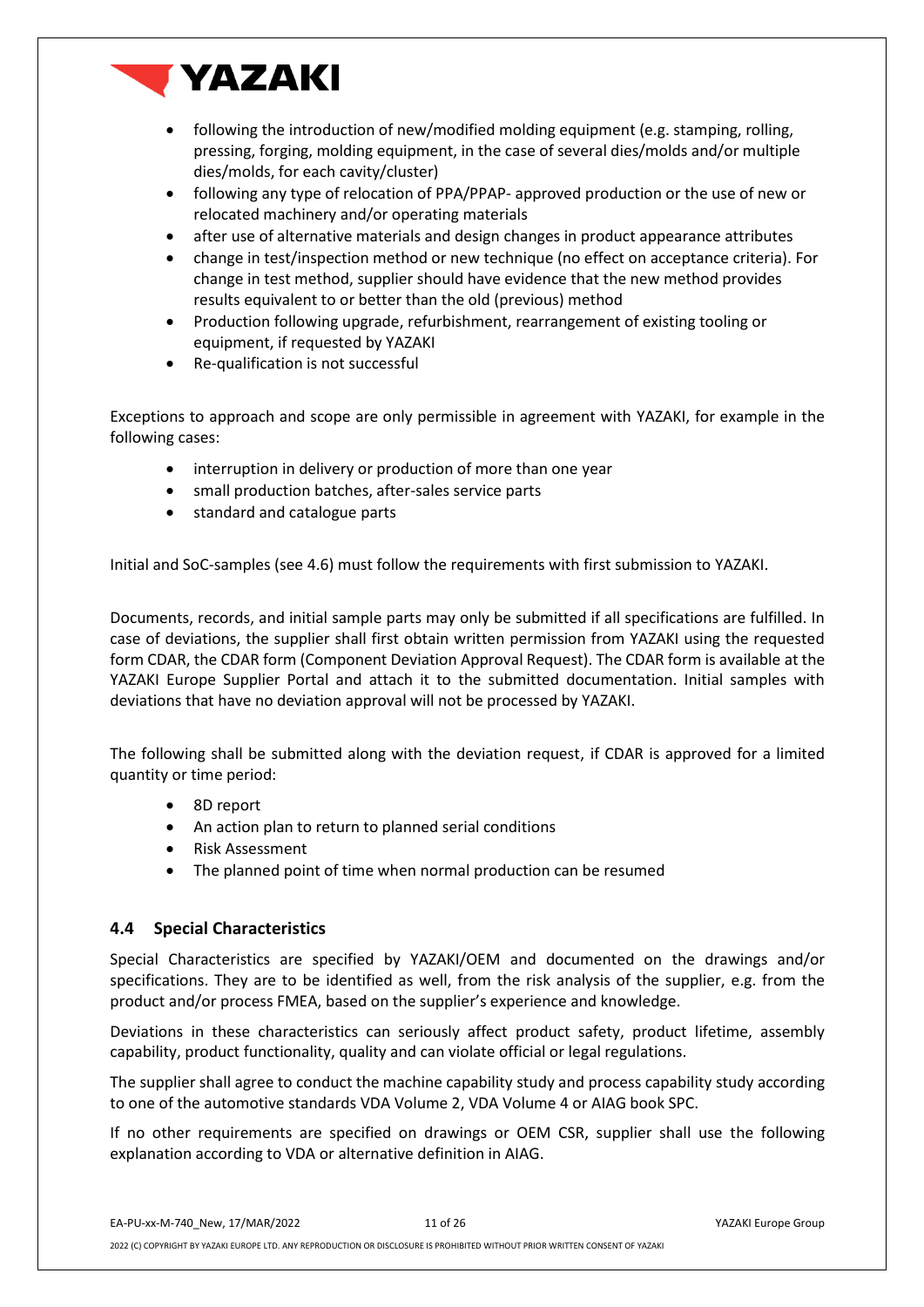- following the introduction of new/modified molding equipment (e.g. stamping, rolling, pressing, forging, molding equipment, in the case of several dies/molds and/or multiple dies/molds, for each cavity/cluster)
- following any type of relocation of PPA/PPAP- approved production or the use of new or relocated machinery and/or operating materials
- after use of alternative materials and design changes in product appearance attributes
- change in test/inspection method or new technique (no effect on acceptance criteria). For change in test method, supplier should have evidence that the new method provides results equivalent to or better than the old (previous) method
- Production following upgrade, refurbishment, rearrangement of existing tooling or equipment, if requested by YAZAKI
- Re-qualification is not successful

Exceptions to approach and scope are only permissible in agreement with YAZAKI, for example in the following cases:

- interruption in delivery or production of more than one year
- small production batches, after-sales service parts
- standard and catalogue parts

Initial and SoC-samples (see 4.6) must follow the requirements with first submission to YAZAKI.

Documents, records, and initial sample parts may only be submitted if all specifications are fulfilled. In case of deviations, the supplier shall first obtain written permission from YAZAKI using the requested form CDAR, the CDAR form (Component Deviation Approval Request). The CDAR form is available at the YAZAKI Europe Supplier Portal and attach it to the submitted documentation. Initial samples with deviations that have no deviation approval will not be processed by YAZAKI.

The following shall be submitted along with the deviation request, if CDAR is approved for a limited quantity or time period:

- 8D report
- An action plan to return to planned serial conditions
- Risk Assessment
- The planned point of time when normal production can be resumed

## 4.4 Special Characteristics

Special Characteristics are specified by YAZAKI/OEM and documented on the drawings and/or specifications. They are to be identified as well, from the risk analysis of the supplier, e.g. from the product and/or process FMEA, based on the supplier's experience and knowledge.

Deviations in these characteristics can seriously affect product safety, product lifetime, assembly capability, product functionality, quality and can violate official or legal regulations.

The supplier shall agree to conduct the machine capability study and process capability study according to one of the automotive standards VDA Volume 2, VDA Volume 4 or AIAG book SPC.

If no other requirements are specified on drawings or OEM CSR, supplier shall use the following explanation according to VDA or alternative definition in AIAG.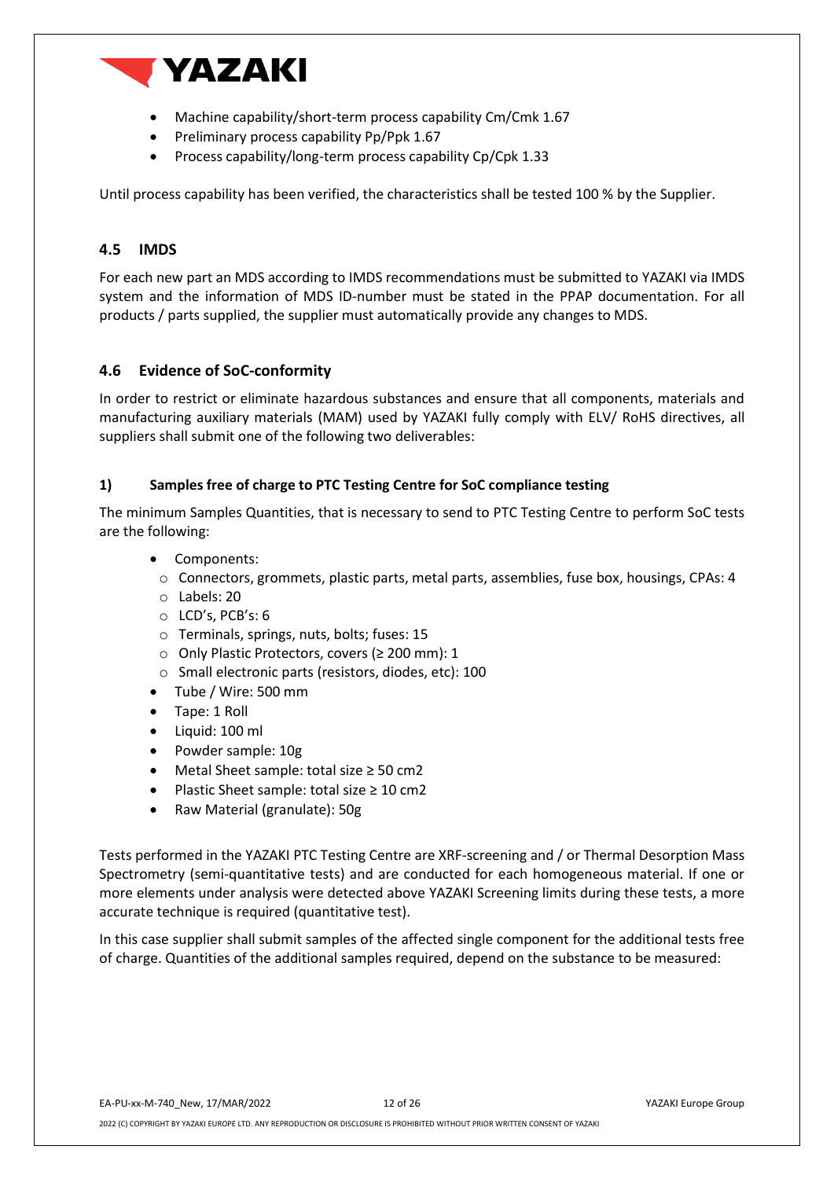- Machine capability/short-term process capability Cm/Cmk 1.67
- Preliminary process capability Pp/Ppk 1.67
- Process capability/long-term process capability Cp/Cpk 1.33

Until process capability has been verified, the characteristics shall be tested 100 % by the Supplier.

## 4.5 IMDS

For each new part an MDS according to IMDS recommendations must be submitted to YAZAKI via IMDS system and the information of MDS ID-number must be stated in the PPAP documentation. For all products / parts supplied, the supplier must automatically provide any changes to MDS.

## 4.6 Evidence of SoC-conformity

In order to restrict or eliminate hazardous substances and ensure that all components, materials and manufacturing auxiliary materials (MAM) used by YAZAKI fully comply with ELV/ RoHS directives, all suppliers shall submit one of the following two deliverables:

### 1) Samples free of charge to PTC Testing Centre for SoC compliance testing

The minimum Samples Quantities, that is necessary to send to PTC Testing Centre to perform SoC tests are the following:

- Components:
  - Connectors, grommets, plastic parts, metal parts, assemblies, fuse box, housings, CPAs: 4
  - Labels: 20
  - LCD's, PCB's: 6
  - Terminals, springs, nuts, bolts; fuses: 15
  - Only Plastic Protectors, covers (≥ 200 mm): 1
  - Small electronic parts (resistors, diodes, etc): 100
- Tube / Wire: 500 mm
- Tape: 1 Roll
- Liquid: 100 ml
- Powder sample: 10g
- Metal Sheet sample: total size ≥ 50 cm2
- Plastic Sheet sample: total size ≥ 10 cm2
- Raw Material (granulate): 50g

Tests performed in the YAZAKI PTC Testing Centre are XRF-screening and / or Thermal Desorption Mass Spectrometry (semi-quantitative tests) and are conducted for each homogeneous material. If one or more elements under analysis were detected above YAZAKI Screening limits during these tests, a more accurate technique is required (quantitative test).

In this case supplier shall submit samples of the affected single component for the additional tests free of charge. Quantities of the additional samples required, depend on the substance to be measured: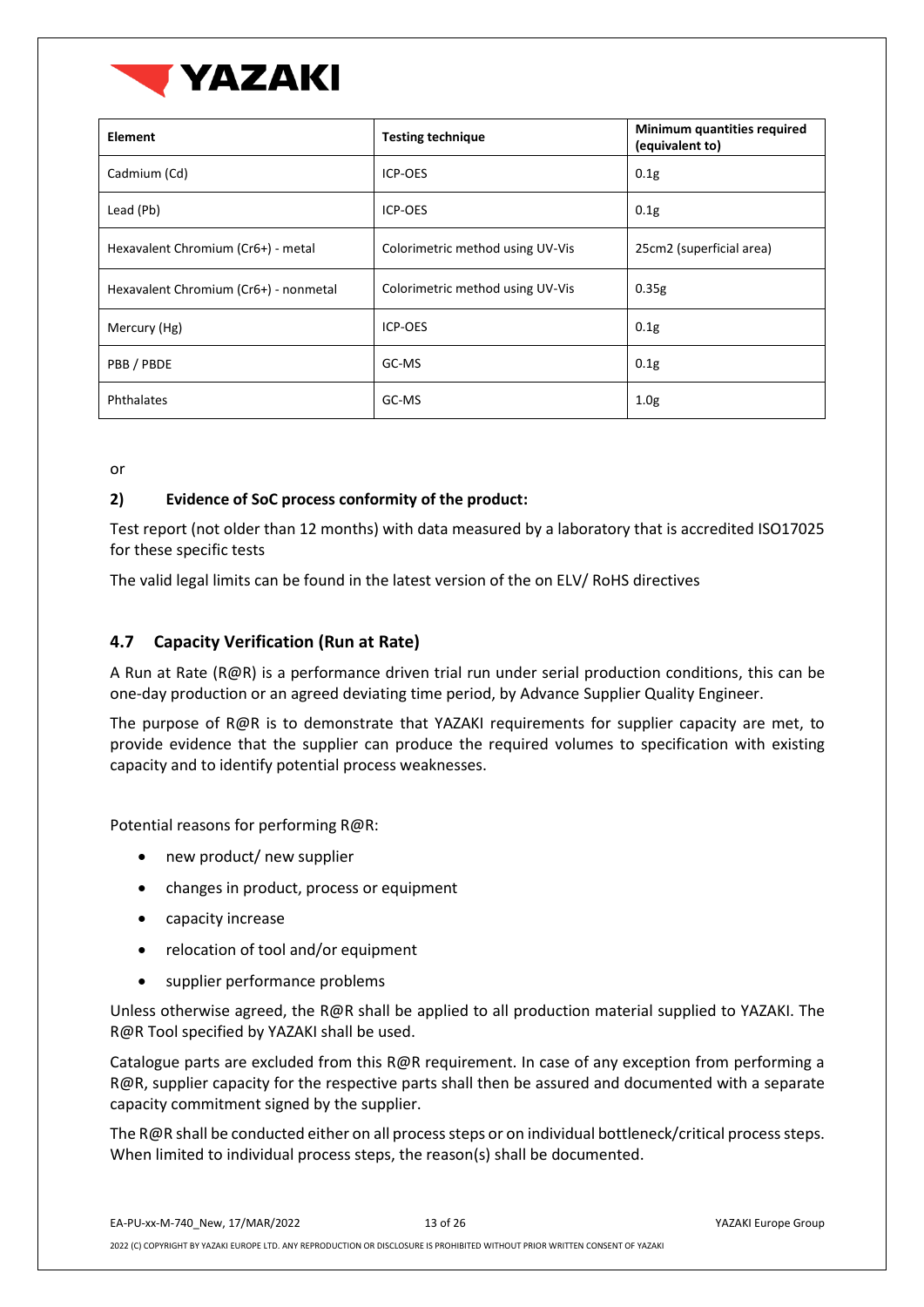| Element | Testing technique | Minimum quantities required (equivalent to) |
|---|---|---|
| Cadmium (Cd) | ICP-OES | 0.1g |
| Lead (Pb) | ICP-OES | 0.1g |
| Hexavalent Chromium (Cr6+) - metal | Colorimetric method using UV-Vis | 25cm2 (superficial area) |
| Hexavalent Chromium (Cr6+) - nonmetal | Colorimetric method using UV-Vis | 0.35g |
| Mercury (Hg) | ICP-OES | 0.1g |
| PBB / PBDE | GC-MS | 0.1g |
| Phthalates | GC-MS | 1.0g |

or

**2) Evidence of SoC process conformity of the product:**

Test report (not older than 12 months) with data measured by a laboratory that is accredited ISO17025 for these specific tests

The valid legal limits can be found in the latest version of the on ELV/ RoHS directives

## 4.7 Capacity Verification (Run at Rate)

A Run at Rate (R@R) is a performance driven trial run under serial production conditions, this can be one-day production or an agreed deviating time period, by Advance Supplier Quality Engineer.

The purpose of R@R is to demonstrate that YAZAKI requirements for supplier capacity are met, to provide evidence that the supplier can produce the required volumes to specification with existing capacity and to identify potential process weaknesses.

Potential reasons for performing R@R:

- new product/ new supplier
- changes in product, process or equipment
- capacity increase
- relocation of tool and/or equipment
- supplier performance problems

Unless otherwise agreed, the R@R shall be applied to all production material supplied to YAZAKI. The R@R Tool specified by YAZAKI shall be used.

Catalogue parts are excluded from this R@R requirement. In case of any exception from performing a R@R, supplier capacity for the respective parts shall then be assured and documented with a separate capacity commitment signed by the supplier.

The R@R shall be conducted either on all process steps or on individual bottleneck/critical process steps. When limited to individual process steps, the reason(s) shall be documented.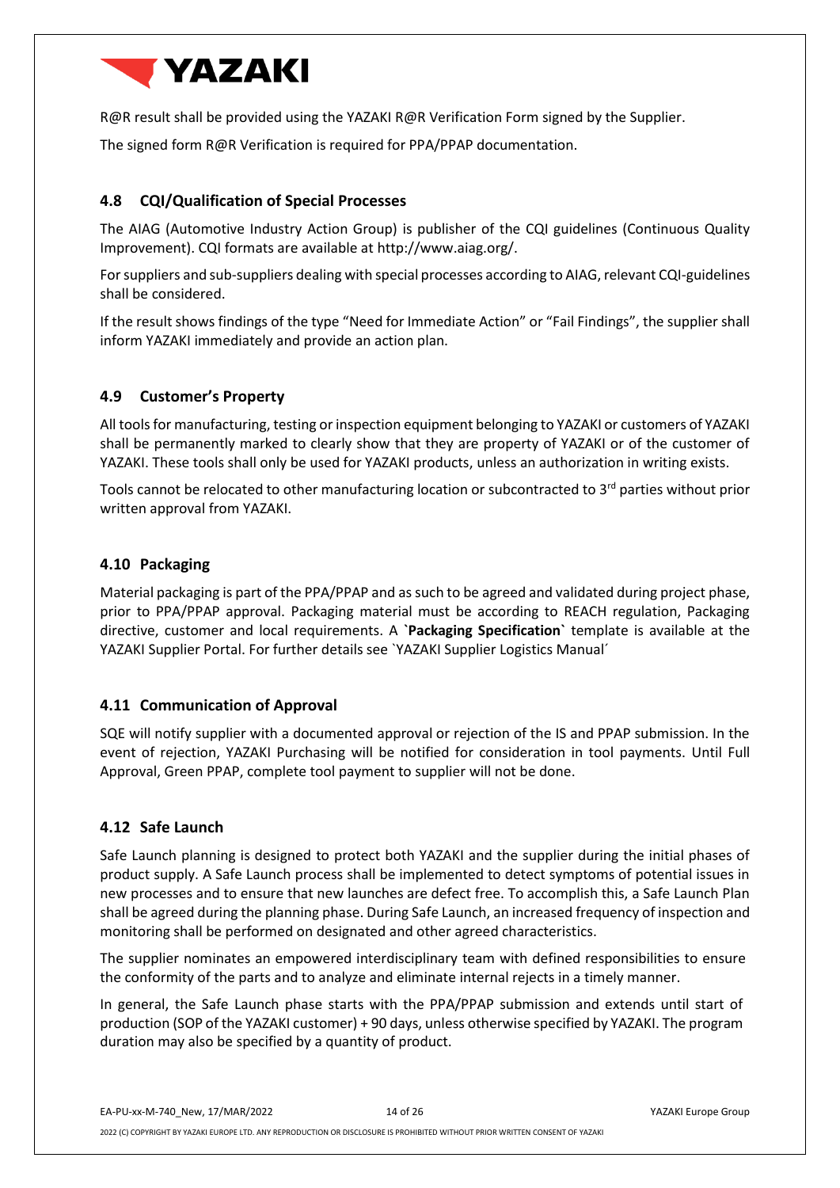R@R result shall be provided using the YAZAKI R@R Verification Form signed by the Supplier.

The signed form R@R Verification is required for PPA/PPAP documentation.

## 4.8 CQI/Qualification of Special Processes

The AIAG (Automotive Industry Action Group) is publisher of the CQI guidelines (Continuous Quality Improvement). CQI formats are available at http://www.aiag.org/.

For suppliers and sub-suppliers dealing with special processes according to AIAG, relevant CQI-guidelines shall be considered.

If the result shows findings of the type "Need for Immediate Action" or "Fail Findings", the supplier shall inform YAZAKI immediately and provide an action plan.

## 4.9 Customer's Property

All tools for manufacturing, testing or inspection equipment belonging to YAZAKI or customers of YAZAKI shall be permanently marked to clearly show that they are property of YAZAKI or of the customer of YAZAKI. These tools shall only be used for YAZAKI products, unless an authorization in writing exists.

Tools cannot be relocated to other manufacturing location or subcontracted to 3rd parties without prior written approval from YAZAKI.

## 4.10 Packaging

Material packaging is part of the PPA/PPAP and as such to be agreed and validated during project phase, prior to PPA/PPAP approval. Packaging material must be according to REACH regulation, Packaging directive, customer and local requirements. A **`Packaging Specification`** template is available at the YAZAKI Supplier Portal. For further details see `YAZAKI Supplier Logistics Manual´

## 4.11 Communication of Approval

SQE will notify supplier with a documented approval or rejection of the IS and PPAP submission. In the event of rejection, YAZAKI Purchasing will be notified for consideration in tool payments. Until Full Approval, Green PPAP, complete tool payment to supplier will not be done.

## 4.12 Safe Launch

Safe Launch planning is designed to protect both YAZAKI and the supplier during the initial phases of product supply. A Safe Launch process shall be implemented to detect symptoms of potential issues in new processes and to ensure that new launches are defect free. To accomplish this, a Safe Launch Plan shall be agreed during the planning phase. During Safe Launch, an increased frequency of inspection and monitoring shall be performed on designated and other agreed characteristics.

The supplier nominates an empowered interdisciplinary team with defined responsibilities to ensure the conformity of the parts and to analyze and eliminate internal rejects in a timely manner.

In general, the Safe Launch phase starts with the PPA/PPAP submission and extends until start of production (SOP of the YAZAKI customer) + 90 days, unless otherwise specified by YAZAKI. The program duration may also be specified by a quantity of product.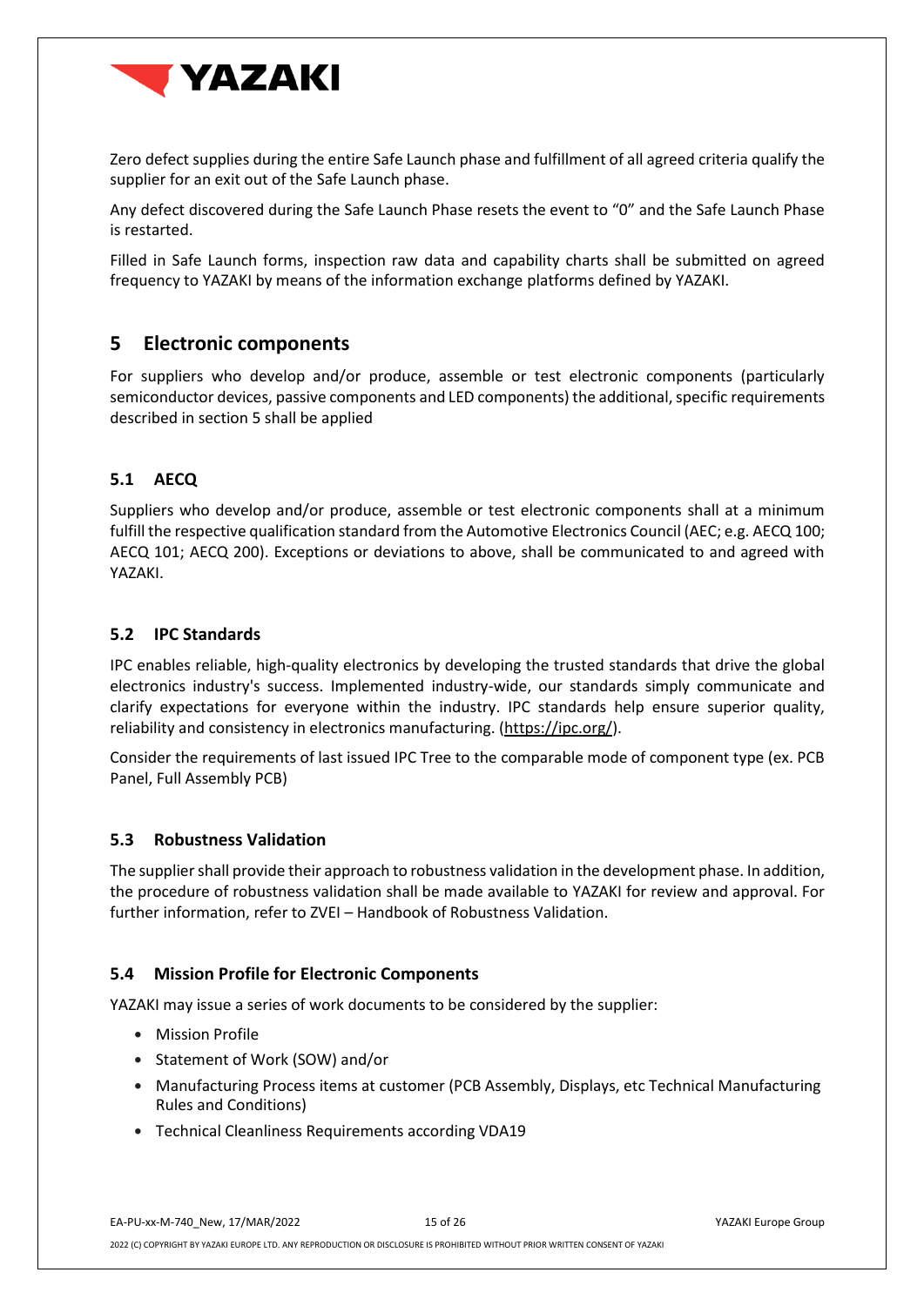Zero defect supplies during the entire Safe Launch phase and fulfillment of all agreed criteria qualify the supplier for an exit out of the Safe Launch phase.

Any defect discovered during the Safe Launch Phase resets the event to "0" and the Safe Launch Phase is restarted.

Filled in Safe Launch forms, inspection raw data and capability charts shall be submitted on agreed frequency to YAZAKI by means of the information exchange platforms defined by YAZAKI.

# 5 Electronic components

For suppliers who develop and/or produce, assemble or test electronic components (particularly semiconductor devices, passive components and LED components) the additional, specific requirements described in section 5 shall be applied

## 5.1 AECQ

Suppliers who develop and/or produce, assemble or test electronic components shall at a minimum fulfill the respective qualification standard from the Automotive Electronics Council (AEC; e.g. AECQ 100; AECQ 101; AECQ 200). Exceptions or deviations to above, shall be communicated to and agreed with YAZAKI.

## 5.2 IPC Standards

IPC enables reliable, high-quality electronics by developing the trusted standards that drive the global electronics industry's success. Implemented industry-wide, our standards simply communicate and clarify expectations for everyone within the industry. IPC standards help ensure superior quality, reliability and consistency in electronics manufacturing. (https://ipc.org/).

Consider the requirements of last issued IPC Tree to the comparable mode of component type (ex. PCB Panel, Full Assembly PCB)

## 5.3 Robustness Validation

The supplier shall provide their approach to robustness validation in the development phase. In addition, the procedure of robustness validation shall be made available to YAZAKI for review and approval. For further information, refer to ZVEI – Handbook of Robustness Validation.

## 5.4 Mission Profile for Electronic Components

YAZAKI may issue a series of work documents to be considered by the supplier:

- Mission Profile
- Statement of Work (SOW) and/or
- Manufacturing Process items at customer (PCB Assembly, Displays, etc Technical Manufacturing Rules and Conditions)
- Technical Cleanliness Requirements according VDA19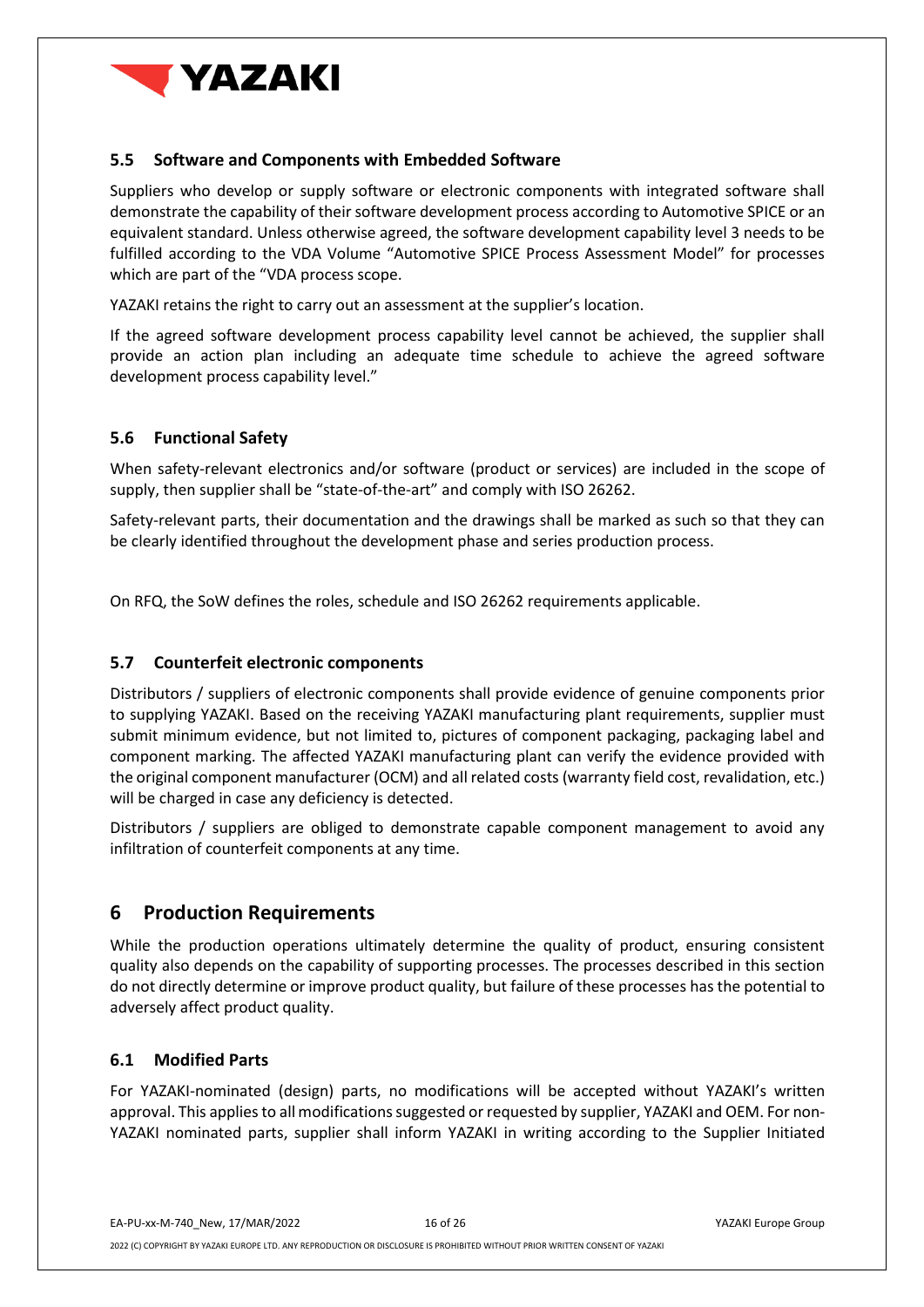### 5.5 Software and Components with Embedded Software

Suppliers who develop or supply software or electronic components with integrated software shall demonstrate the capability of their software development process according to Automotive SPICE or an equivalent standard. Unless otherwise agreed, the software development capability level 3 needs to be fulfilled according to the VDA Volume "Automotive SPICE Process Assessment Model" for processes which are part of the "VDA process scope.

YAZAKI retains the right to carry out an assessment at the supplier's location.

If the agreed software development process capability level cannot be achieved, the supplier shall provide an action plan including an adequate time schedule to achieve the agreed software development process capability level."

### 5.6 Functional Safety

When safety-relevant electronics and/or software (product or services) are included in the scope of supply, then supplier shall be "state-of-the-art" and comply with ISO 26262.

Safety-relevant parts, their documentation and the drawings shall be marked as such so that they can be clearly identified throughout the development phase and series production process.

On RFQ, the SoW defines the roles, schedule and ISO 26262 requirements applicable.

### 5.7 Counterfeit electronic components

Distributors / suppliers of electronic components shall provide evidence of genuine components prior to supplying YAZAKI. Based on the receiving YAZAKI manufacturing plant requirements, supplier must submit minimum evidence, but not limited to, pictures of component packaging, packaging label and component marking. The affected YAZAKI manufacturing plant can verify the evidence provided with the original component manufacturer (OCM) and all related costs (warranty field cost, revalidation, etc.) will be charged in case any deficiency is detected.

Distributors / suppliers are obliged to demonstrate capable component management to avoid any infiltration of counterfeit components at any time.

## 6 Production Requirements

While the production operations ultimately determine the quality of product, ensuring consistent quality also depends on the capability of supporting processes. The processes described in this section do not directly determine or improve product quality, but failure of these processes has the potential to adversely affect product quality.

### 6.1 Modified Parts

For YAZAKI-nominated (design) parts, no modifications will be accepted without YAZAKI's written approval. This applies to all modifications suggested or requested by supplier, YAZAKI and OEM. For non-YAZAKI nominated parts, supplier shall inform YAZAKI in writing according to the Supplier Initiated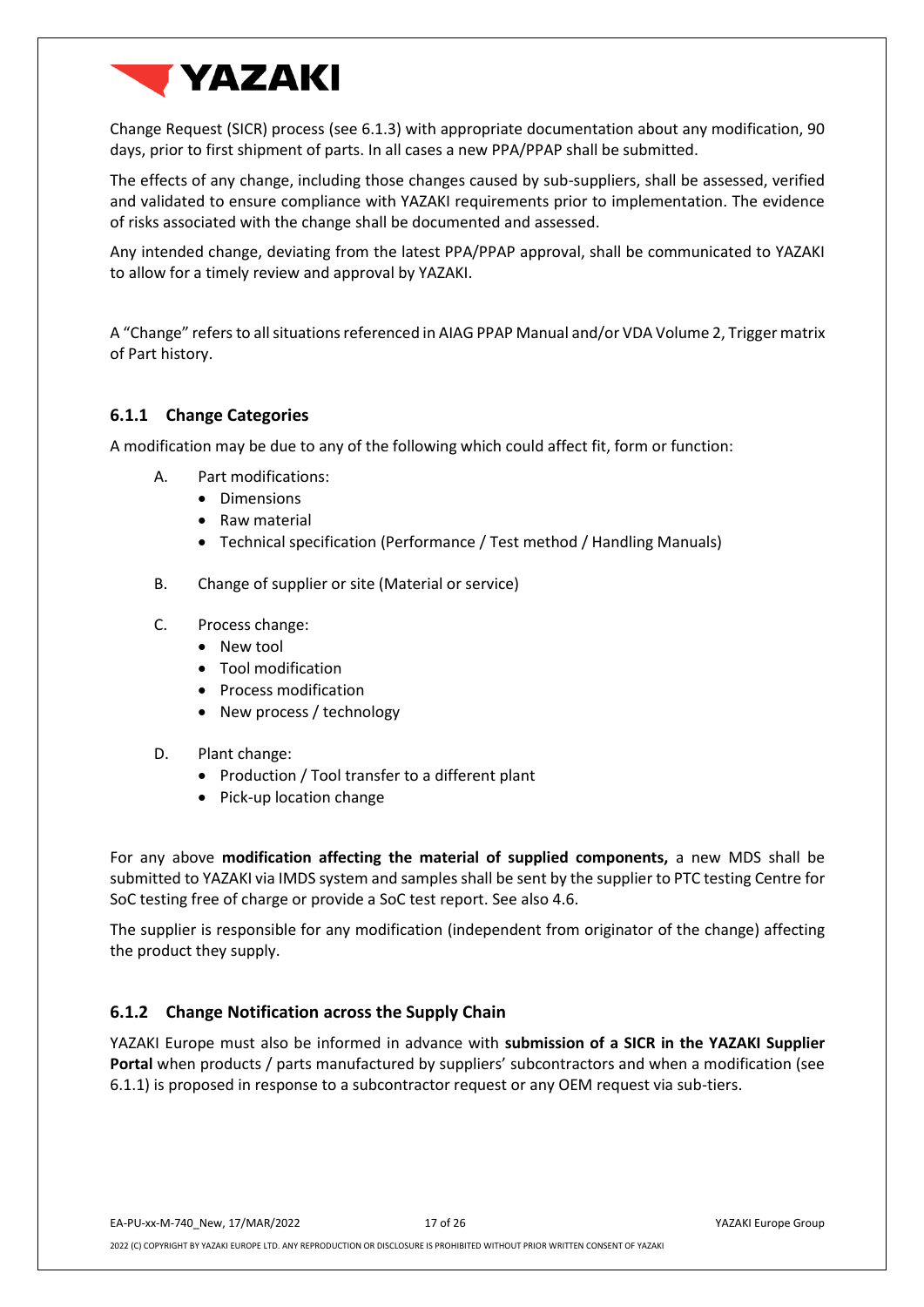Change Request (SICR) process (see 6.1.3) with appropriate documentation about any modification, 90 days, prior to first shipment of parts. In all cases a new PPA/PPAP shall be submitted.

The effects of any change, including those changes caused by sub-suppliers, shall be assessed, verified and validated to ensure compliance with YAZAKI requirements prior to implementation. The evidence of risks associated with the change shall be documented and assessed.

Any intended change, deviating from the latest PPA/PPAP approval, shall be communicated to YAZAKI to allow for a timely review and approval by YAZAKI.

A "Change" refers to all situations referenced in AIAG PPAP Manual and/or VDA Volume 2, Trigger matrix of Part history.

### 6.1.1 Change Categories

A modification may be due to any of the following which could affect fit, form or function:

A. Part modifications:
   - Dimensions
   - Raw material
   - Technical specification (Performance / Test method / Handling Manuals)

B. Change of supplier or site (Material or service)

C. Process change:
   - New tool
   - Tool modification
   - Process modification
   - New process / technology

D. Plant change:
   - Production / Tool transfer to a different plant
   - Pick-up location change

For any above **modification affecting the material of supplied components,** a new MDS shall be submitted to YAZAKI via IMDS system and samples shall be sent by the supplier to PTC testing Centre for SoC testing free of charge or provide a SoC test report. See also 4.6.

The supplier is responsible for any modification (independent from originator of the change) affecting the product they supply.

### 6.1.2 Change Notification across the Supply Chain

YAZAKI Europe must also be informed in advance with **submission of a SICR in the YAZAKI Supplier Portal** when products / parts manufactured by suppliers' subcontractors and when a modification (see 6.1.1) is proposed in response to a subcontractor request or any OEM request via sub-tiers.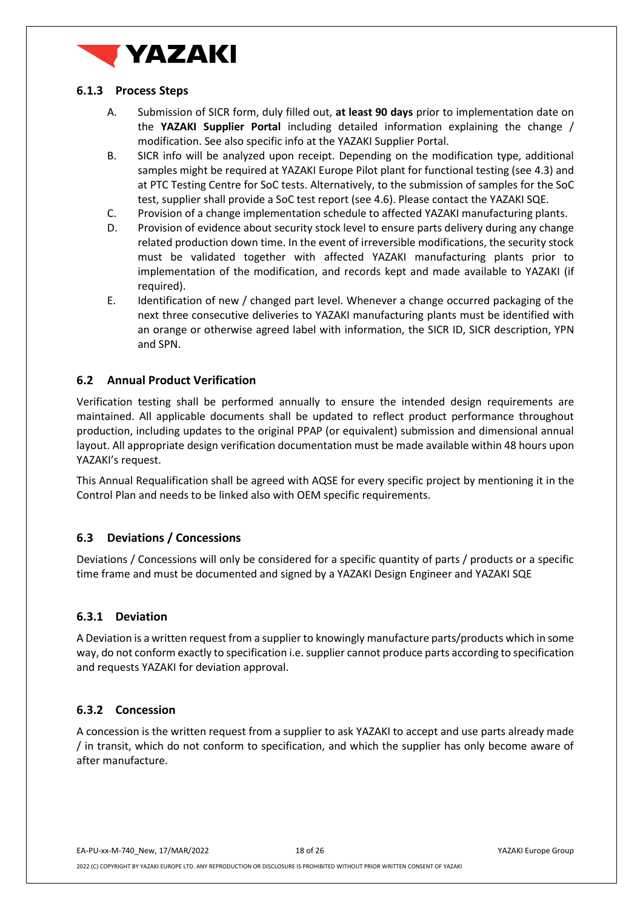### 6.1.3 Process Steps

A. Submission of SICR form, duly filled out, **at least 90 days** prior to implementation date on the **YAZAKI Supplier Portal** including detailed information explaining the change / modification. See also specific info at the YAZAKI Supplier Portal.

B. SICR info will be analyzed upon receipt. Depending on the modification type, additional samples might be required at YAZAKI Europe Pilot plant for functional testing (see 4.3) and at PTC Testing Centre for SoC tests. Alternatively, to the submission of samples for the SoC test, supplier shall provide a SoC test report (see 4.6). Please contact the YAZAKI SQE.

C. Provision of a change implementation schedule to affected YAZAKI manufacturing plants.

D. Provision of evidence about security stock level to ensure parts delivery during any change related production down time. In the event of irreversible modifications, the security stock must be validated together with affected YAZAKI manufacturing plants prior to implementation of the modification, and records kept and made available to YAZAKI (if required).

E. Identification of new / changed part level. Whenever a change occurred packaging of the next three consecutive deliveries to YAZAKI manufacturing plants must be identified with an orange or otherwise agreed label with information, the SICR ID, SICR description, YPN and SPN.

## 6.2 Annual Product Verification

Verification testing shall be performed annually to ensure the intended design requirements are maintained. All applicable documents shall be updated to reflect product performance throughout production, including updates to the original PPAP (or equivalent) submission and dimensional annual layout. All appropriate design verification documentation must be made available within 48 hours upon YAZAKI's request.

This Annual Requalification shall be agreed with AQSE for every specific project by mentioning it in the Control Plan and needs to be linked also with OEM specific requirements.

## 6.3 Deviations / Concessions

Deviations / Concessions will only be considered for a specific quantity of parts / products or a specific time frame and must be documented and signed by a YAZAKI Design Engineer and YAZAKI SQE

### 6.3.1 Deviation

A Deviation is a written request from a supplier to knowingly manufacture parts/products which in some way, do not conform exactly to specification i.e. supplier cannot produce parts according to specification and requests YAZAKI for deviation approval.

### 6.3.2 Concession

A concession is the written request from a supplier to ask YAZAKI to accept and use parts already made / in transit, which do not conform to specification, and which the supplier has only become aware of after manufacture.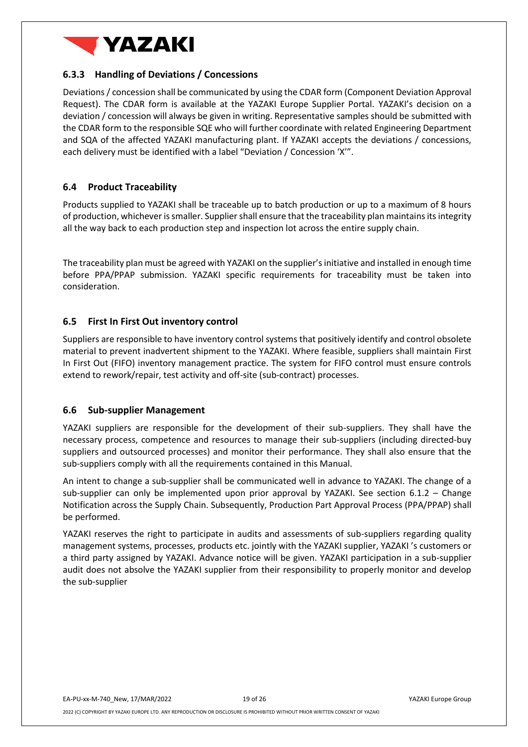### 6.3.3 Handling of Deviations / Concessions

Deviations / concession shall be communicated by using the CDAR form (Component Deviation Approval Request). The CDAR form is available at the YAZAKI Europe Supplier Portal. YAZAKI's decision on a deviation / concession will always be given in writing. Representative samples should be submitted with the CDAR form to the responsible SQE who will further coordinate with related Engineering Department and SQA of the affected YAZAKI manufacturing plant. If YAZAKI accepts the deviations / concessions, each delivery must be identified with a label "Deviation / Concession 'X'".

## 6.4 Product Traceability

Products supplied to YAZAKI shall be traceable up to batch production or up to a maximum of 8 hours of production, whichever is smaller. Supplier shall ensure that the traceability plan maintains its integrity all the way back to each production step and inspection lot across the entire supply chain.

The traceability plan must be agreed with YAZAKI on the supplier's initiative and installed in enough time before PPA/PPAP submission. YAZAKI specific requirements for traceability must be taken into consideration.

## 6.5 First In First Out inventory control

Suppliers are responsible to have inventory control systems that positively identify and control obsolete material to prevent inadvertent shipment to the YAZAKI. Where feasible, suppliers shall maintain First In First Out (FIFO) inventory management practice. The system for FIFO control must ensure controls extend to rework/repair, test activity and off-site (sub-contract) processes.

## 6.6 Sub-supplier Management

YAZAKI suppliers are responsible for the development of their sub-suppliers. They shall have the necessary process, competence and resources to manage their sub-suppliers (including directed-buy suppliers and outsourced processes) and monitor their performance. They shall also ensure that the sub-suppliers comply with all the requirements contained in this Manual.

An intent to change a sub-supplier shall be communicated well in advance to YAZAKI. The change of a sub-supplier can only be implemented upon prior approval by YAZAKI. See section 6.1.2 – Change Notification across the Supply Chain. Subsequently, Production Part Approval Process (PPA/PPAP) shall be performed.

YAZAKI reserves the right to participate in audits and assessments of sub-suppliers regarding quality management systems, processes, products etc. jointly with the YAZAKI supplier, YAZAKI 's customers or a third party assigned by YAZAKI. Advance notice will be given. YAZAKI participation in a sub-supplier audit does not absolve the YAZAKI supplier from their responsibility to properly monitor and develop the sub-supplier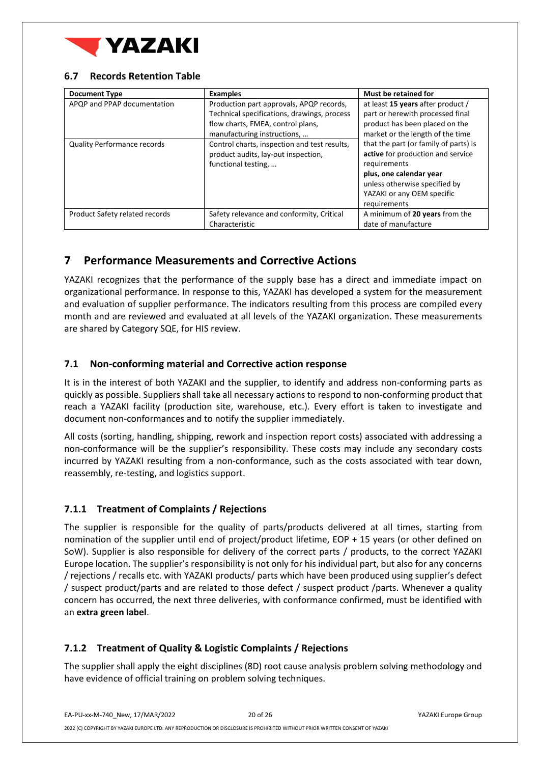### 6.7 Records Retention Table

| Document Type | Examples | Must be retained for |
|---|---|---|
| APQP and PPAP documentation | Production part approvals, APQP records, Technical specifications, drawings, process flow charts, FMEA, control plans, manufacturing instructions, … | at least **15 years** after product / part or herewith processed final product has been placed on the market or the length of the time that the part (or family of parts) is **active** for production and service requirements **plus, one calendar year** unless otherwise specified by YAZAKI or any OEM specific requirements |
| Quality Performance records | Control charts, inspection and test results, product audits, lay-out inspection, functional testing, … | |
| Product Safety related records | Safety relevance and conformity, Critical Characteristic | A minimum of **20 years** from the date of manufacture |

## 7 Performance Measurements and Corrective Actions

YAZAKI recognizes that the performance of the supply base has a direct and immediate impact on organizational performance. In response to this, YAZAKI has developed a system for the measurement and evaluation of supplier performance. The indicators resulting from this process are compiled every month and are reviewed and evaluated at all levels of the YAZAKI organization. These measurements are shared by Category SQE, for HIS review.

### 7.1 Non-conforming material and Corrective action response

It is in the interest of both YAZAKI and the supplier, to identify and address non-conforming parts as quickly as possible. Suppliers shall take all necessary actions to respond to non-conforming product that reach a YAZAKI facility (production site, warehouse, etc.). Every effort is taken to investigate and document non-conformances and to notify the supplier immediately.

All costs (sorting, handling, shipping, rework and inspection report costs) associated with addressing a non-conformance will be the supplier's responsibility. These costs may include any secondary costs incurred by YAZAKI resulting from a non-conformance, such as the costs associated with tear down, reassembly, re-testing, and logistics support.

### 7.1.1 Treatment of Complaints / Rejections

The supplier is responsible for the quality of parts/products delivered at all times, starting from nomination of the supplier until end of project/product lifetime, EOP + 15 years (or other defined on SoW). Supplier is also responsible for delivery of the correct parts / products, to the correct YAZAKI Europe location. The supplier's responsibility is not only for his individual part, but also for any concerns / rejections / recalls etc. with YAZAKI products/ parts which have been produced using supplier's defect / suspect product/parts and are related to those defect / suspect product /parts. Whenever a quality concern has occurred, the next three deliveries, with conformance confirmed, must be identified with an **extra green label**.

### 7.1.2 Treatment of Quality & Logistic Complaints / Rejections

The supplier shall apply the eight disciplines (8D) root cause analysis problem solving methodology and have evidence of official training on problem solving techniques.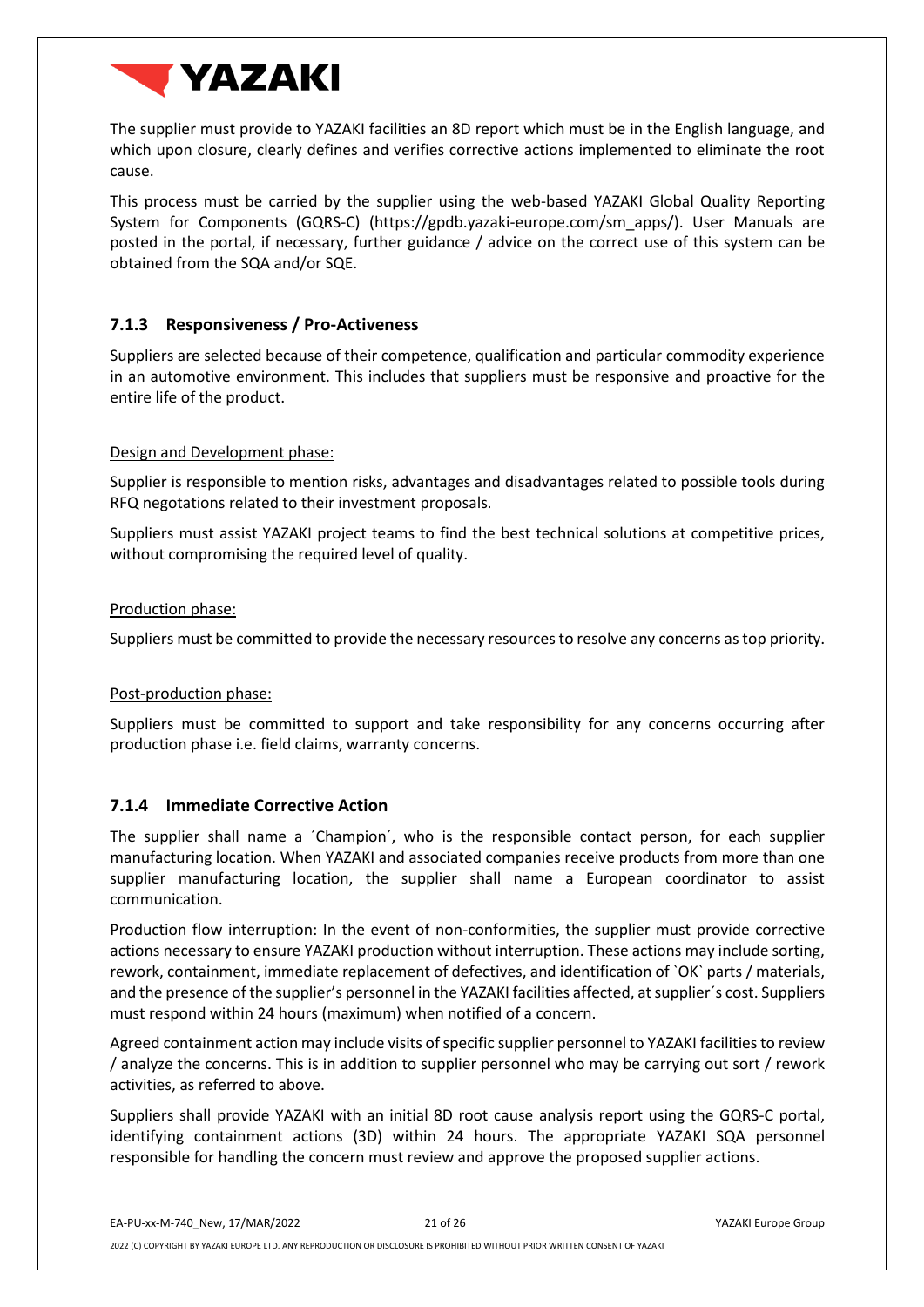The supplier must provide to YAZAKI facilities an 8D report which must be in the English language, and which upon closure, clearly defines and verifies corrective actions implemented to eliminate the root cause.

This process must be carried by the supplier using the web-based YAZAKI Global Quality Reporting System for Components (GQRS-C) (https://gpdb.yazaki-europe.com/sm_apps/). User Manuals are posted in the portal, if necessary, further guidance / advice on the correct use of this system can be obtained from the SQA and/or SQE.

### 7.1.3 Responsiveness / Pro-Activeness

Suppliers are selected because of their competence, qualification and particular commodity experience in an automotive environment. This includes that suppliers must be responsive and proactive for the entire life of the product.

Design and Development phase:

Supplier is responsible to mention risks, advantages and disadvantages related to possible tools during RFQ negotations related to their investment proposals.

Suppliers must assist YAZAKI project teams to find the best technical solutions at competitive prices, without compromising the required level of quality.

Production phase:

Suppliers must be committed to provide the necessary resources to resolve any concerns as top priority.

Post-production phase:

Suppliers must be committed to support and take responsibility for any concerns occurring after production phase i.e. field claims, warranty concerns.

### 7.1.4 Immediate Corrective Action

The supplier shall name a ´Champion´, who is the responsible contact person, for each supplier manufacturing location. When YAZAKI and associated companies receive products from more than one supplier manufacturing location, the supplier shall name a European coordinator to assist communication.

Production flow interruption: In the event of non-conformities, the supplier must provide corrective actions necessary to ensure YAZAKI production without interruption. These actions may include sorting, rework, containment, immediate replacement of defectives, and identification of `OK` parts / materials, and the presence of the supplier's personnel in the YAZAKI facilities affected, at supplier´s cost. Suppliers must respond within 24 hours (maximum) when notified of a concern.

Agreed containment action may include visits of specific supplier personnel to YAZAKI facilities to review / analyze the concerns. This is in addition to supplier personnel who may be carrying out sort / rework activities, as referred to above.

Suppliers shall provide YAZAKI with an initial 8D root cause analysis report using the GQRS-C portal, identifying containment actions (3D) within 24 hours. The appropriate YAZAKI SQA personnel responsible for handling the concern must review and approve the proposed supplier actions.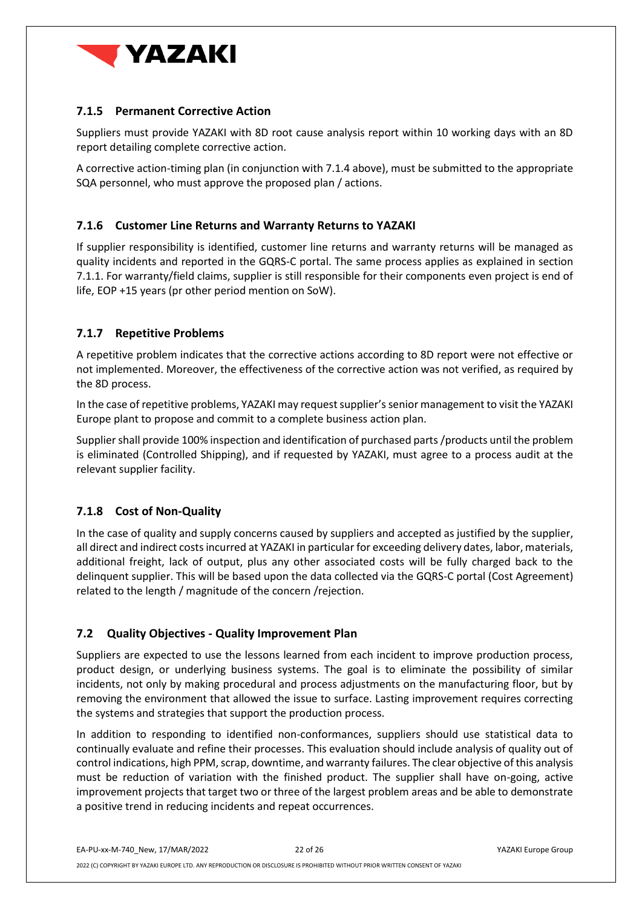### 7.1.5 Permanent Corrective Action

Suppliers must provide YAZAKI with 8D root cause analysis report within 10 working days with an 8D report detailing complete corrective action.

A corrective action-timing plan (in conjunction with 7.1.4 above), must be submitted to the appropriate SQA personnel, who must approve the proposed plan / actions.

### 7.1.6 Customer Line Returns and Warranty Returns to YAZAKI

If supplier responsibility is identified, customer line returns and warranty returns will be managed as quality incidents and reported in the GQRS-C portal. The same process applies as explained in section 7.1.1. For warranty/field claims, supplier is still responsible for their components even project is end of life, EOP +15 years (pr other period mention on SoW).

### 7.1.7 Repetitive Problems

A repetitive problem indicates that the corrective actions according to 8D report were not effective or not implemented. Moreover, the effectiveness of the corrective action was not verified, as required by the 8D process.

In the case of repetitive problems, YAZAKI may request supplier's senior management to visit the YAZAKI Europe plant to propose and commit to a complete business action plan.

Supplier shall provide 100% inspection and identification of purchased parts /products until the problem is eliminated (Controlled Shipping), and if requested by YAZAKI, must agree to a process audit at the relevant supplier facility.

### 7.1.8 Cost of Non-Quality

In the case of quality and supply concerns caused by suppliers and accepted as justified by the supplier, all direct and indirect costs incurred at YAZAKI in particular for exceeding delivery dates, labor, materials, additional freight, lack of output, plus any other associated costs will be fully charged back to the delinquent supplier. This will be based upon the data collected via the GQRS-C portal (Cost Agreement) related to the length / magnitude of the concern /rejection.

## 7.2 Quality Objectives - Quality Improvement Plan

Suppliers are expected to use the lessons learned from each incident to improve production process, product design, or underlying business systems. The goal is to eliminate the possibility of similar incidents, not only by making procedural and process adjustments on the manufacturing floor, but by removing the environment that allowed the issue to surface. Lasting improvement requires correcting the systems and strategies that support the production process.

In addition to responding to identified non-conformances, suppliers should use statistical data to continually evaluate and refine their processes. This evaluation should include analysis of quality out of control indications, high PPM, scrap, downtime, and warranty failures. The clear objective of this analysis must be reduction of variation with the finished product. The supplier shall have on-going, active improvement projects that target two or three of the largest problem areas and be able to demonstrate a positive trend in reducing incidents and repeat occurrences.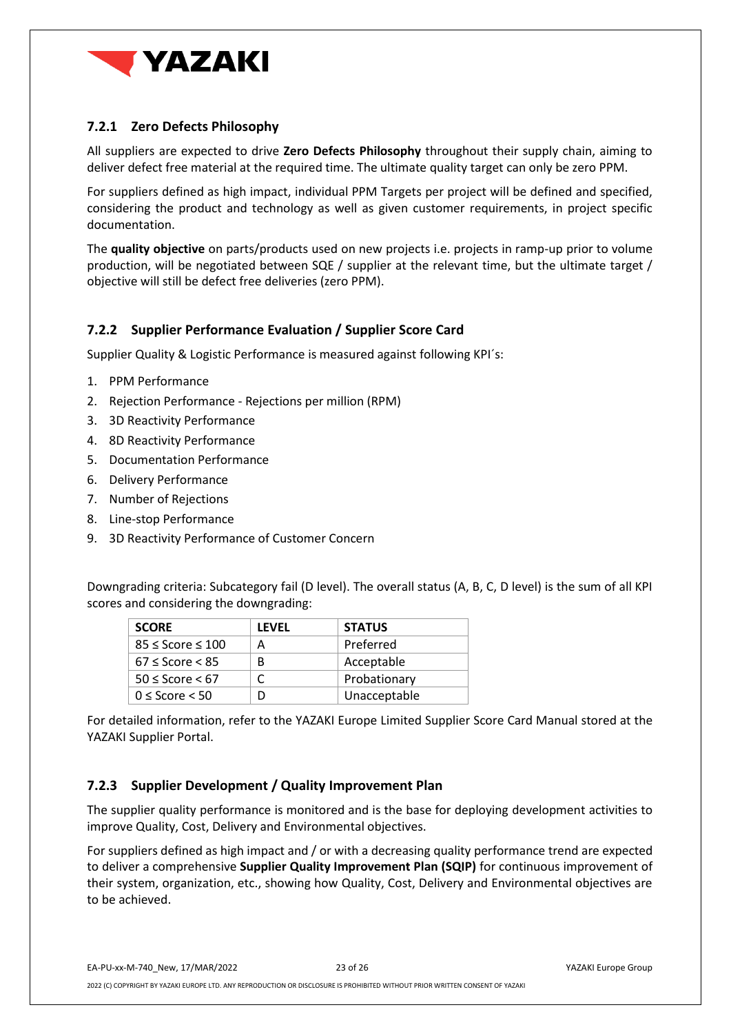### 7.2.1 Zero Defects Philosophy

All suppliers are expected to drive **Zero Defects Philosophy** throughout their supply chain, aiming to deliver defect free material at the required time. The ultimate quality target can only be zero PPM.

For suppliers defined as high impact, individual PPM Targets per project will be defined and specified, considering the product and technology as well as given customer requirements, in project specific documentation.

The **quality objective** on parts/products used on new projects i.e. projects in ramp-up prior to volume production, will be negotiated between SQE / supplier at the relevant time, but the ultimate target / objective will still be defect free deliveries (zero PPM).

### 7.2.2 Supplier Performance Evaluation / Supplier Score Card

Supplier Quality & Logistic Performance is measured against following KPI´s:

1. PPM Performance
2. Rejection Performance - Rejections per million (RPM)
3. 3D Reactivity Performance
4. 8D Reactivity Performance
5. Documentation Performance
6. Delivery Performance
7. Number of Rejections
8. Line-stop Performance
9. 3D Reactivity Performance of Customer Concern

Downgrading criteria: Subcategory fail (D level). The overall status (A, B, C, D level) is the sum of all KPI scores and considering the downgrading:

| SCORE | LEVEL | STATUS |
|---|---|---|
| 85 ≤ Score ≤ 100 | A | Preferred |
| 67 ≤ Score < 85 | B | Acceptable |
| 50 ≤ Score < 67 | C | Probationary |
| 0 ≤ Score < 50 | D | Unacceptable |

For detailed information, refer to the YAZAKI Europe Limited Supplier Score Card Manual stored at the YAZAKI Supplier Portal.

### 7.2.3 Supplier Development / Quality Improvement Plan

The supplier quality performance is monitored and is the base for deploying development activities to improve Quality, Cost, Delivery and Environmental objectives.

For suppliers defined as high impact and / or with a decreasing quality performance trend are expected to deliver a comprehensive **Supplier Quality Improvement Plan (SQIP)** for continuous improvement of their system, organization, etc., showing how Quality, Cost, Delivery and Environmental objectives are to be achieved.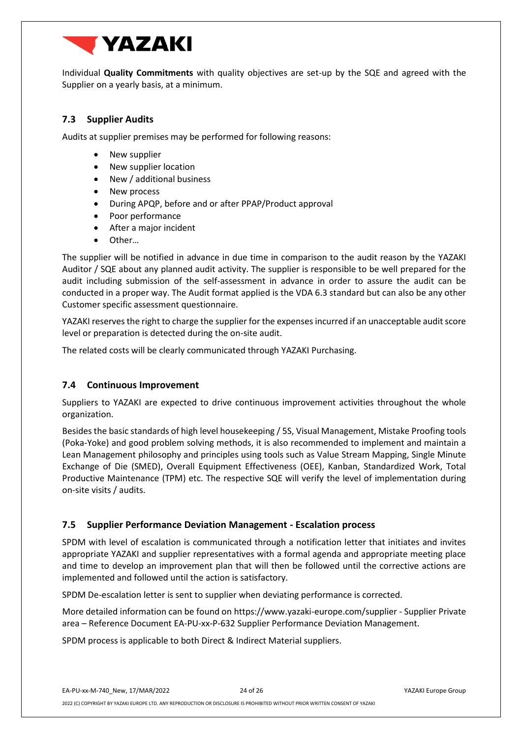Individual **Quality Commitments** with quality objectives are set-up by the SQE and agreed with the Supplier on a yearly basis, at a minimum.

### 7.3 Supplier Audits

Audits at supplier premises may be performed for following reasons:

- New supplier
- New supplier location
- New / additional business
- New process
- During APQP, before and or after PPAP/Product approval
- Poor performance
- After a major incident
- Other…

The supplier will be notified in advance in due time in comparison to the audit reason by the YAZAKI Auditor / SQE about any planned audit activity. The supplier is responsible to be well prepared for the audit including submission of the self-assessment in advance in order to assure the audit can be conducted in a proper way. The Audit format applied is the VDA 6.3 standard but can also be any other Customer specific assessment questionnaire.

YAZAKI reserves the right to charge the supplier for the expenses incurred if an unacceptable audit score level or preparation is detected during the on-site audit.

The related costs will be clearly communicated through YAZAKI Purchasing.

### 7.4 Continuous Improvement

Suppliers to YAZAKI are expected to drive continuous improvement activities throughout the whole organization.

Besides the basic standards of high level housekeeping / 5S, Visual Management, Mistake Proofing tools (Poka-Yoke) and good problem solving methods, it is also recommended to implement and maintain a Lean Management philosophy and principles using tools such as Value Stream Mapping, Single Minute Exchange of Die (SMED), Overall Equipment Effectiveness (OEE), Kanban, Standardized Work, Total Productive Maintenance (TPM) etc. The respective SQE will verify the level of implementation during on-site visits / audits.

### 7.5 Supplier Performance Deviation Management - Escalation process

SPDM with level of escalation is communicated through a notification letter that initiates and invites appropriate YAZAKI and supplier representatives with a formal agenda and appropriate meeting place and time to develop an improvement plan that will then be followed until the corrective actions are implemented and followed until the action is satisfactory.

SPDM De-escalation letter is sent to supplier when deviating performance is corrected.

More detailed information can be found on https://www.yazaki-europe.com/supplier - Supplier Private area – Reference Document EA-PU-xx-P-632 Supplier Performance Deviation Management.

SPDM process is applicable to both Direct & Indirect Material suppliers.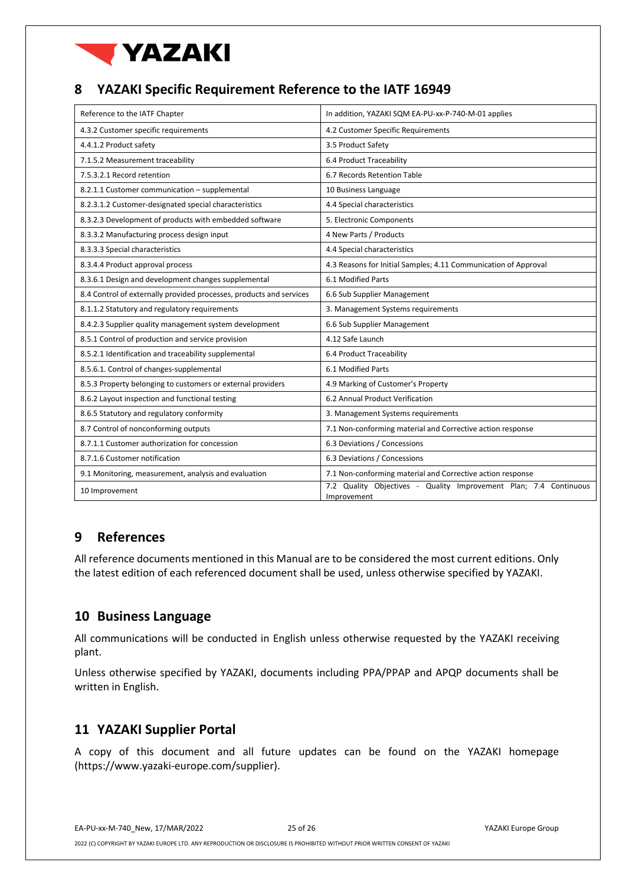## 8 YAZAKI Specific Requirement Reference to the IATF 16949

| Reference to the IATF Chapter | In addition, YAZAKI SQM EA-PU-xx-P-740-M-01 applies |
|---|---|
| 4.3.2 Customer specific requirements | 4.2 Customer Specific Requirements |
| 4.4.1.2 Product safety | 3.5 Product Safety |
| 7.1.5.2 Measurement traceability | 6.4 Product Traceability |
| 7.5.3.2.1 Record retention | 6.7 Records Retention Table |
| 8.2.1.1 Customer communication – supplemental | 10 Business Language |
| 8.2.3.1.2 Customer-designated special characteristics | 4.4 Special characteristics |
| 8.3.2.3 Development of products with embedded software | 5. Electronic Components |
| 8.3.3.2 Manufacturing process design input | 4 New Parts / Products |
| 8.3.3.3 Special characteristics | 4.4 Special characteristics |
| 8.3.4.4 Product approval process | 4.3 Reasons for Initial Samples; 4.11 Communication of Approval |
| 8.3.6.1 Design and development changes supplemental | 6.1 Modified Parts |
| 8.4 Control of externally provided processes, products and services | 6.6 Sub Supplier Management |
| 8.1.1.2 Statutory and regulatory requirements | 3. Management Systems requirements |
| 8.4.2.3 Supplier quality management system development | 6.6 Sub Supplier Management |
| 8.5.1 Control of production and service provision | 4.12 Safe Launch |
| 8.5.2.1 Identification and traceability supplemental | 6.4 Product Traceability |
| 8.5.6.1. Control of changes-supplemental | 6.1 Modified Parts |
| 8.5.3 Property belonging to customers or external providers | 4.9 Marking of Customer's Property |
| 8.6.2 Layout inspection and functional testing | 6.2 Annual Product Verification |
| 8.6.5 Statutory and regulatory conformity | 3. Management Systems requirements |
| 8.7 Control of nonconforming outputs | 7.1 Non-conforming material and Corrective action response |
| 8.7.1.1 Customer authorization for concession | 6.3 Deviations / Concessions |
| 8.7.1.6 Customer notification | 6.3 Deviations / Concessions |
| 9.1 Monitoring, measurement, analysis and evaluation | 7.1 Non-conforming material and Corrective action response |
| 10 Improvement | 7.2 Quality Objectives - Quality Improvement Plan; 7.4 Continuous Improvement |

## 9 References

All reference documents mentioned in this Manual are to be considered the most current editions. Only the latest edition of each referenced document shall be used, unless otherwise specified by YAZAKI.

## 10 Business Language

All communications will be conducted in English unless otherwise requested by the YAZAKI receiving plant.

Unless otherwise specified by YAZAKI, documents including PPA/PPAP and APQP documents shall be written in English.

## 11 YAZAKI Supplier Portal

A copy of this document and all future updates can be found on the YAZAKI homepage (https://www.yazaki-europe.com/supplier).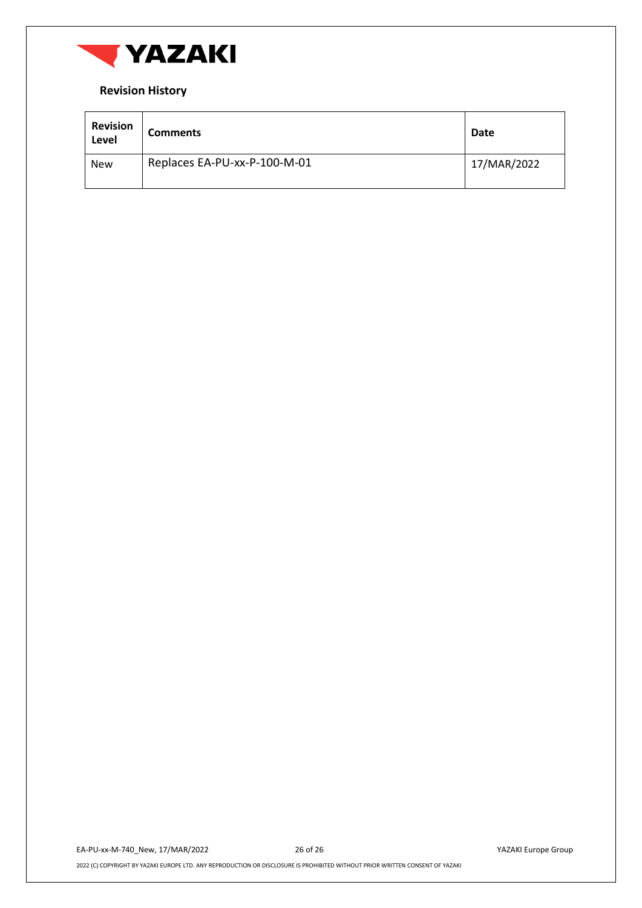## Revision History

| Revision Level | Comments | Date |
|---|---|---|
| New | Replaces EA-PU-xx-P-100-M-01 | 17/MAR/2022 |